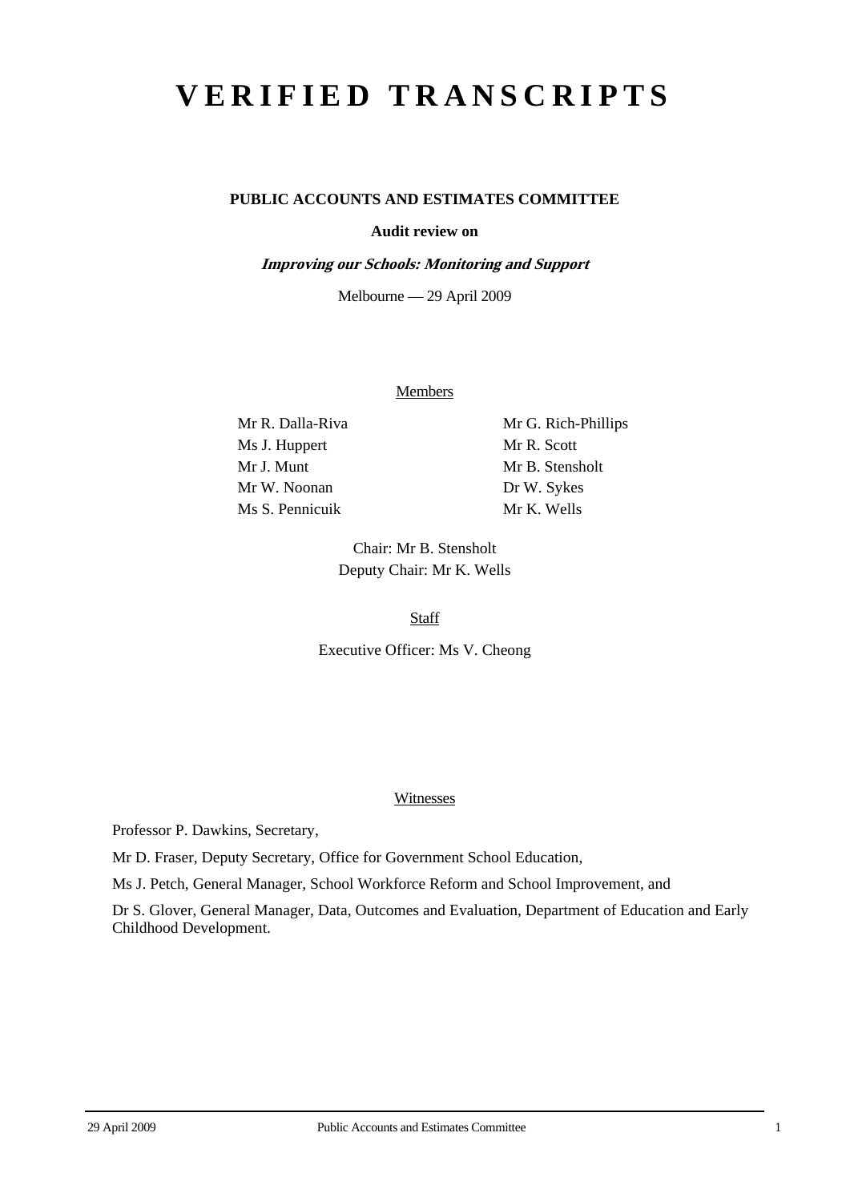# VERIFIED TRANSCRIPTS

**PUBLIC ACCOUNTS AND ESTIMATES COMMITTEE**

**Audit review on**

***Improving our Schools: Monitoring and Support***

Melbourne — 29 April 2009

Members

Mr R. Dalla-Riva
Ms J. Huppert
Mr J. Munt
Mr W. Noonan
Ms S. Pennicuik
Mr G. Rich-Phillips
Mr R. Scott
Mr B. Stensholt
Dr W. Sykes
Mr K. Wells

Chair: Mr B. Stensholt
Deputy Chair: Mr K. Wells

Staff

Executive Officer: Ms V. Cheong

Witnesses

Professor P. Dawkins, Secretary,

Mr D. Fraser, Deputy Secretary, Office for Government School Education,

Ms J. Petch, General Manager, School Workforce Reform and School Improvement, and

Dr S. Glover, General Manager, Data, Outcomes and Evaluation, Department of Education and Early Childhood Development.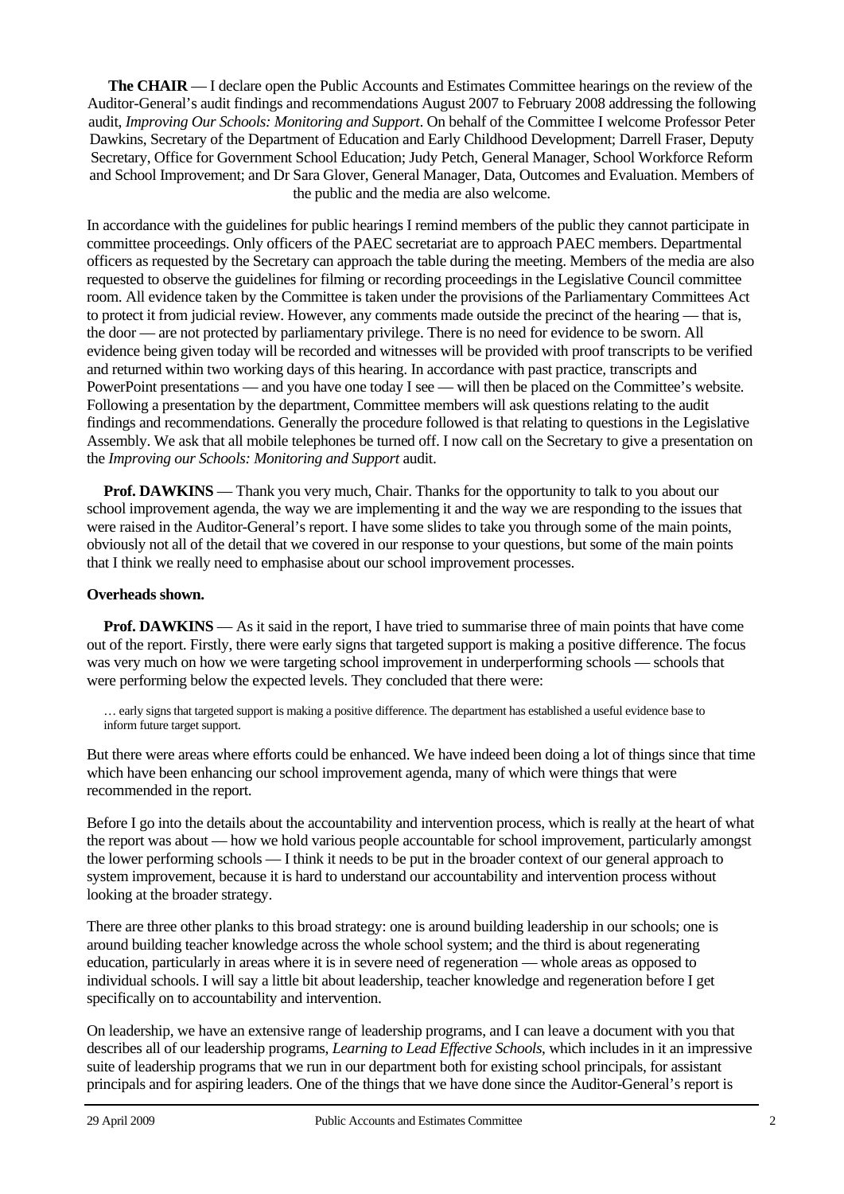**The CHAIR** — I declare open the Public Accounts and Estimates Committee hearings on the review of the Auditor-General's audit findings and recommendations August 2007 to February 2008 addressing the following audit, *Improving Our Schools: Monitoring and Support*. On behalf of the Committee I welcome Professor Peter Dawkins, Secretary of the Department of Education and Early Childhood Development; Darrell Fraser, Deputy Secretary, Office for Government School Education; Judy Petch, General Manager, School Workforce Reform and School Improvement; and Dr Sara Glover, General Manager, Data, Outcomes and Evaluation. Members of the public and the media are also welcome.

In accordance with the guidelines for public hearings I remind members of the public they cannot participate in committee proceedings. Only officers of the PAEC secretariat are to approach PAEC members. Departmental officers as requested by the Secretary can approach the table during the meeting. Members of the media are also requested to observe the guidelines for filming or recording proceedings in the Legislative Council committee room. All evidence taken by the Committee is taken under the provisions of the Parliamentary Committees Act to protect it from judicial review. However, any comments made outside the precinct of the hearing — that is, the door — are not protected by parliamentary privilege. There is no need for evidence to be sworn. All evidence being given today will be recorded and witnesses will be provided with proof transcripts to be verified and returned within two working days of this hearing. In accordance with past practice, transcripts and PowerPoint presentations — and you have one today I see — will then be placed on the Committee's website. Following a presentation by the department, Committee members will ask questions relating to the audit findings and recommendations. Generally the procedure followed is that relating to questions in the Legislative Assembly. We ask that all mobile telephones be turned off. I now call on the Secretary to give a presentation on the *Improving our Schools: Monitoring and Support* audit.

**Prof. DAWKINS** — Thank you very much, Chair. Thanks for the opportunity to talk to you about our school improvement agenda, the way we are implementing it and the way we are responding to the issues that were raised in the Auditor-General's report. I have some slides to take you through some of the main points, obviously not all of the detail that we covered in our response to your questions, but some of the main points that I think we really need to emphasise about our school improvement processes.

**Overheads shown.**

**Prof. DAWKINS** — As it said in the report, I have tried to summarise three of main points that have come out of the report. Firstly, there were early signs that targeted support is making a positive difference. The focus was very much on how we were targeting school improvement in underperforming schools — schools that were performing below the expected levels. They concluded that there were:

> … early signs that targeted support is making a positive difference. The department has established a useful evidence base to inform future target support.

But there were areas where efforts could be enhanced. We have indeed been doing a lot of things since that time which have been enhancing our school improvement agenda, many of which were things that were recommended in the report.

Before I go into the details about the accountability and intervention process, which is really at the heart of what the report was about — how we hold various people accountable for school improvement, particularly amongst the lower performing schools — I think it needs to be put in the broader context of our general approach to system improvement, because it is hard to understand our accountability and intervention process without looking at the broader strategy.

There are three other planks to this broad strategy: one is around building leadership in our schools; one is around building teacher knowledge across the whole school system; and the third is about regenerating education, particularly in areas where it is in severe need of regeneration — whole areas as opposed to individual schools. I will say a little bit about leadership, teacher knowledge and regeneration before I get specifically on to accountability and intervention.

On leadership, we have an extensive range of leadership programs, and I can leave a document with you that describes all of our leadership programs, *Learning to Lead Effective Schools*, which includes in it an impressive suite of leadership programs that we run in our department both for existing school principals, for assistant principals and for aspiring leaders. One of the things that we have done since the Auditor-General's report is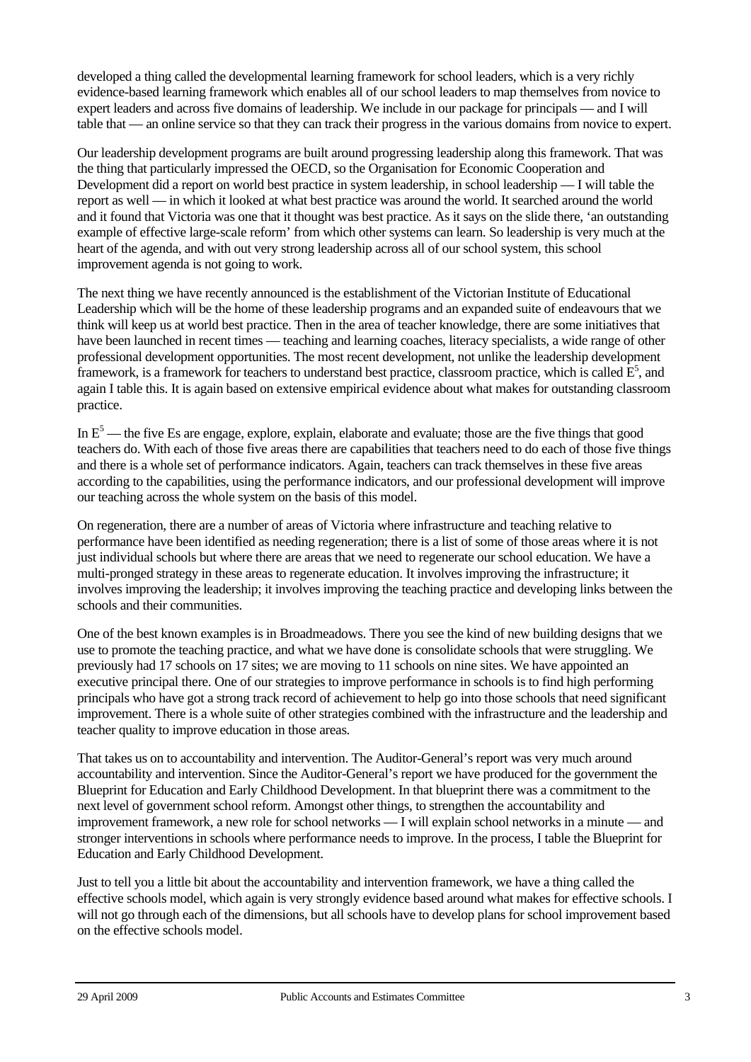developed a thing called the developmental learning framework for school leaders, which is a very richly evidence-based learning framework which enables all of our school leaders to map themselves from novice to expert leaders and across five domains of leadership. We include in our package for principals — and I will table that — an online service so that they can track their progress in the various domains from novice to expert.

Our leadership development programs are built around progressing leadership along this framework. That was the thing that particularly impressed the OECD, so the Organisation for Economic Cooperation and Development did a report on world best practice in system leadership, in school leadership — I will table the report as well — in which it looked at what best practice was around the world. It searched around the world and it found that Victoria was one that it thought was best practice. As it says on the slide there, 'an outstanding example of effective large-scale reform' from which other systems can learn. So leadership is very much at the heart of the agenda, and with out very strong leadership across all of our school system, this school improvement agenda is not going to work.

The next thing we have recently announced is the establishment of the Victorian Institute of Educational Leadership which will be the home of these leadership programs and an expanded suite of endeavours that we think will keep us at world best practice. Then in the area of teacher knowledge, there are some initiatives that have been launched in recent times — teaching and learning coaches, literacy specialists, a wide range of other professional development opportunities. The most recent development, not unlike the leadership development framework, is a framework for teachers to understand best practice, classroom practice, which is called $E^5$, and again I table this. It is again based on extensive empirical evidence about what makes for outstanding classroom practice.

In $E^5$ — the five Es are engage, explore, explain, elaborate and evaluate; those are the five things that good teachers do. With each of those five areas there are capabilities that teachers need to do each of those five things and there is a whole set of performance indicators. Again, teachers can track themselves in these five areas according to the capabilities, using the performance indicators, and our professional development will improve our teaching across the whole system on the basis of this model.

On regeneration, there are a number of areas of Victoria where infrastructure and teaching relative to performance have been identified as needing regeneration; there is a list of some of those areas where it is not just individual schools but where there are areas that we need to regenerate our school education. We have a multi-pronged strategy in these areas to regenerate education. It involves improving the infrastructure; it involves improving the leadership; it involves improving the teaching practice and developing links between the schools and their communities.

One of the best known examples is in Broadmeadows. There you see the kind of new building designs that we use to promote the teaching practice, and what we have done is consolidate schools that were struggling. We previously had 17 schools on 17 sites; we are moving to 11 schools on nine sites. We have appointed an executive principal there. One of our strategies to improve performance in schools is to find high performing principals who have got a strong track record of achievement to help go into those schools that need significant improvement. There is a whole suite of other strategies combined with the infrastructure and the leadership and teacher quality to improve education in those areas.

That takes us on to accountability and intervention. The Auditor-General's report was very much around accountability and intervention. Since the Auditor-General's report we have produced for the government the Blueprint for Education and Early Childhood Development. In that blueprint there was a commitment to the next level of government school reform. Amongst other things, to strengthen the accountability and improvement framework, a new role for school networks — I will explain school networks in a minute — and stronger interventions in schools where performance needs to improve. In the process, I table the Blueprint for Education and Early Childhood Development.

Just to tell you a little bit about the accountability and intervention framework, we have a thing called the effective schools model, which again is very strongly evidence based around what makes for effective schools. I will not go through each of the dimensions, but all schools have to develop plans for school improvement based on the effective schools model.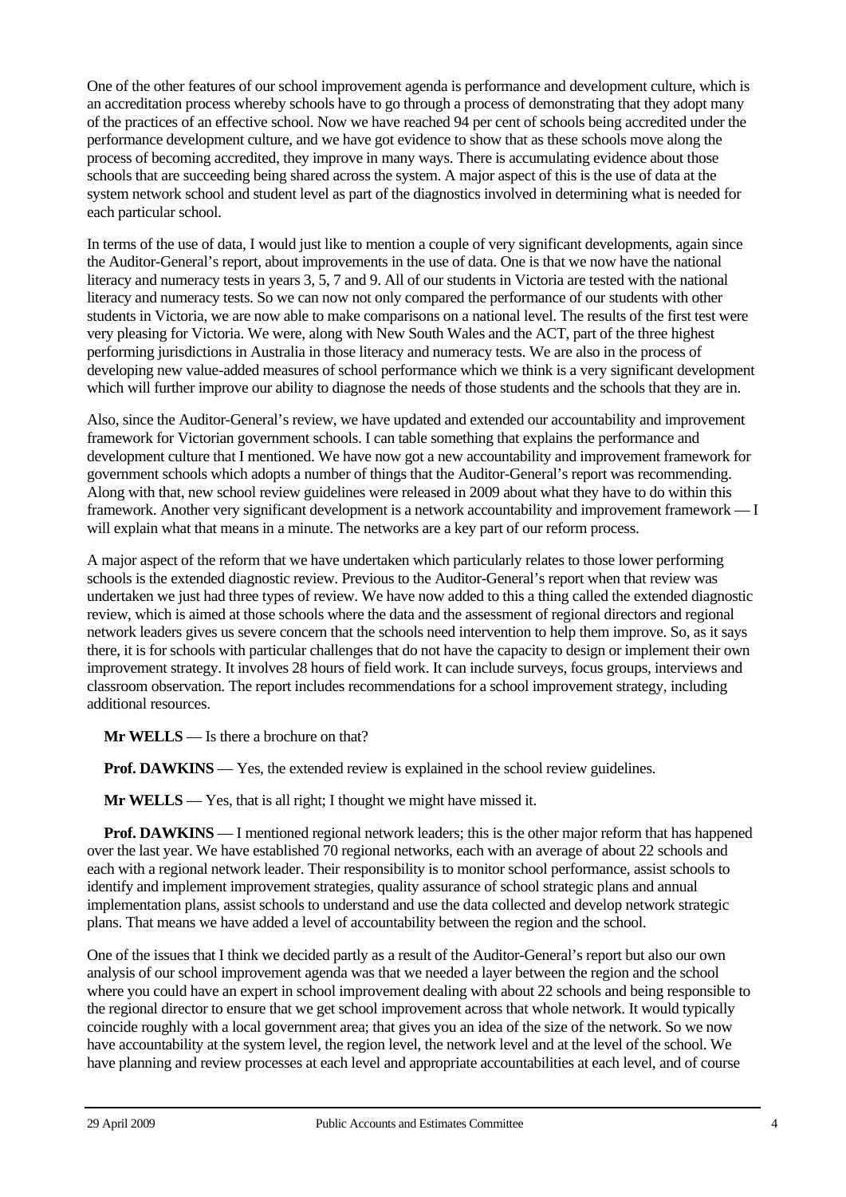One of the other features of our school improvement agenda is performance and development culture, which is an accreditation process whereby schools have to go through a process of demonstrating that they adopt many of the practices of an effective school. Now we have reached 94 per cent of schools being accredited under the performance development culture, and we have got evidence to show that as these schools move along the process of becoming accredited, they improve in many ways. There is accumulating evidence about those schools that are succeeding being shared across the system. A major aspect of this is the use of data at the system network school and student level as part of the diagnostics involved in determining what is needed for each particular school.

In terms of the use of data, I would just like to mention a couple of very significant developments, again since the Auditor-General's report, about improvements in the use of data. One is that we now have the national literacy and numeracy tests in years 3, 5, 7 and 9. All of our students in Victoria are tested with the national literacy and numeracy tests. So we can now not only compared the performance of our students with other students in Victoria, we are now able to make comparisons on a national level. The results of the first test were very pleasing for Victoria. We were, along with New South Wales and the ACT, part of the three highest performing jurisdictions in Australia in those literacy and numeracy tests. We are also in the process of developing new value-added measures of school performance which we think is a very significant development which will further improve our ability to diagnose the needs of those students and the schools that they are in.

Also, since the Auditor-General's review, we have updated and extended our accountability and improvement framework for Victorian government schools. I can table something that explains the performance and development culture that I mentioned. We have now got a new accountability and improvement framework for government schools which adopts a number of things that the Auditor-General's report was recommending. Along with that, new school review guidelines were released in 2009 about what they have to do within this framework. Another very significant development is a network accountability and improvement framework — I will explain what that means in a minute. The networks are a key part of our reform process.

A major aspect of the reform that we have undertaken which particularly relates to those lower performing schools is the extended diagnostic review. Previous to the Auditor-General's report when that review was undertaken we just had three types of review. We have now added to this a thing called the extended diagnostic review, which is aimed at those schools where the data and the assessment of regional directors and regional network leaders gives us severe concern that the schools need intervention to help them improve. So, as it says there, it is for schools with particular challenges that do not have the capacity to design or implement their own improvement strategy. It involves 28 hours of field work. It can include surveys, focus groups, interviews and classroom observation. The report includes recommendations for a school improvement strategy, including additional resources.

**Mr WELLS** — Is there a brochure on that?

**Prof. DAWKINS** — Yes, the extended review is explained in the school review guidelines.

**Mr WELLS** — Yes, that is all right; I thought we might have missed it.

**Prof. DAWKINS** — I mentioned regional network leaders; this is the other major reform that has happened over the last year. We have established 70 regional networks, each with an average of about 22 schools and each with a regional network leader. Their responsibility is to monitor school performance, assist schools to identify and implement improvement strategies, quality assurance of school strategic plans and annual implementation plans, assist schools to understand and use the data collected and develop network strategic plans. That means we have added a level of accountability between the region and the school.

One of the issues that I think we decided partly as a result of the Auditor-General's report but also our own analysis of our school improvement agenda was that we needed a layer between the region and the school where you could have an expert in school improvement dealing with about 22 schools and being responsible to the regional director to ensure that we get school improvement across that whole network. It would typically coincide roughly with a local government area; that gives you an idea of the size of the network. So we now have accountability at the system level, the region level, the network level and at the level of the school. We have planning and review processes at each level and appropriate accountabilities at each level, and of course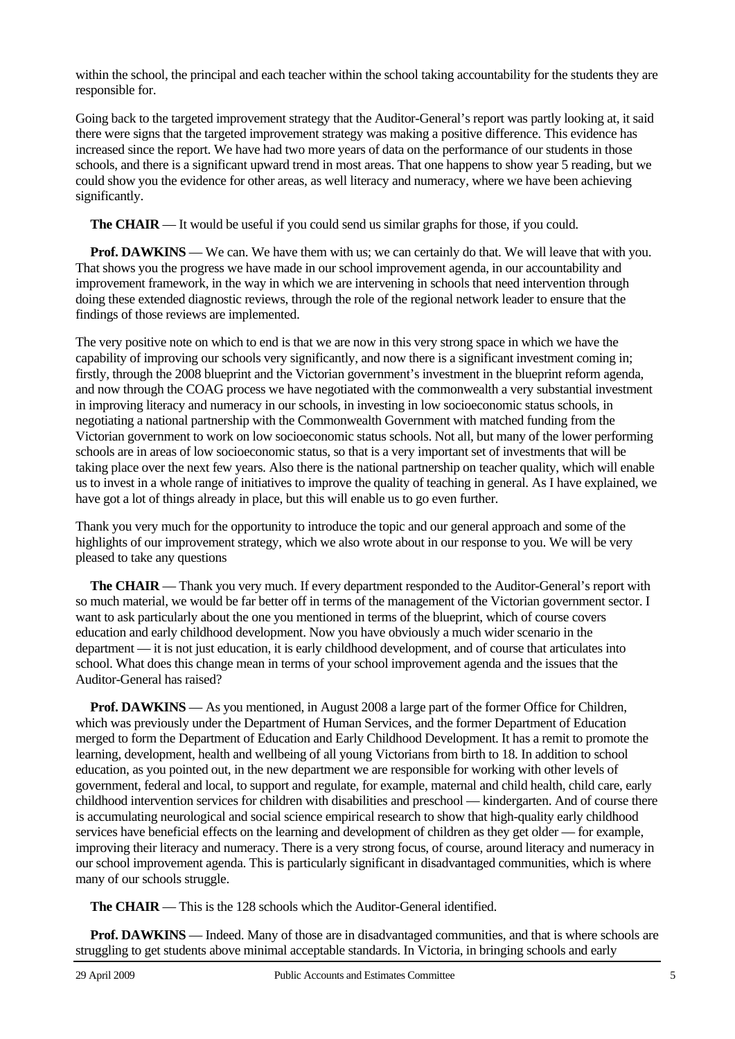within the school, the principal and each teacher within the school taking accountability for the students they are responsible for.

Going back to the targeted improvement strategy that the Auditor-General's report was partly looking at, it said there were signs that the targeted improvement strategy was making a positive difference. This evidence has increased since the report. We have had two more years of data on the performance of our students in those schools, and there is a significant upward trend in most areas. That one happens to show year 5 reading, but we could show you the evidence for other areas, as well literacy and numeracy, where we have been achieving significantly.

**The CHAIR** — It would be useful if you could send us similar graphs for those, if you could.

**Prof. DAWKINS** — We can. We have them with us; we can certainly do that. We will leave that with you. That shows you the progress we have made in our school improvement agenda, in our accountability and improvement framework, in the way in which we are intervening in schools that need intervention through doing these extended diagnostic reviews, through the role of the regional network leader to ensure that the findings of those reviews are implemented.

The very positive note on which to end is that we are now in this very strong space in which we have the capability of improving our schools very significantly, and now there is a significant investment coming in; firstly, through the 2008 blueprint and the Victorian government's investment in the blueprint reform agenda, and now through the COAG process we have negotiated with the commonwealth a very substantial investment in improving literacy and numeracy in our schools, in investing in low socioeconomic status schools, in negotiating a national partnership with the Commonwealth Government with matched funding from the Victorian government to work on low socioeconomic status schools. Not all, but many of the lower performing schools are in areas of low socioeconomic status, so that is a very important set of investments that will be taking place over the next few years. Also there is the national partnership on teacher quality, which will enable us to invest in a whole range of initiatives to improve the quality of teaching in general. As I have explained, we have got a lot of things already in place, but this will enable us to go even further.

Thank you very much for the opportunity to introduce the topic and our general approach and some of the highlights of our improvement strategy, which we also wrote about in our response to you. We will be very pleased to take any questions

**The CHAIR** — Thank you very much. If every department responded to the Auditor-General's report with so much material, we would be far better off in terms of the management of the Victorian government sector. I want to ask particularly about the one you mentioned in terms of the blueprint, which of course covers education and early childhood development. Now you have obviously a much wider scenario in the department — it is not just education, it is early childhood development, and of course that articulates into school. What does this change mean in terms of your school improvement agenda and the issues that the Auditor-General has raised?

**Prof. DAWKINS** — As you mentioned, in August 2008 a large part of the former Office for Children, which was previously under the Department of Human Services, and the former Department of Education merged to form the Department of Education and Early Childhood Development. It has a remit to promote the learning, development, health and wellbeing of all young Victorians from birth to 18. In addition to school education, as you pointed out, in the new department we are responsible for working with other levels of government, federal and local, to support and regulate, for example, maternal and child health, child care, early childhood intervention services for children with disabilities and preschool — kindergarten. And of course there is accumulating neurological and social science empirical research to show that high-quality early childhood services have beneficial effects on the learning and development of children as they get older — for example, improving their literacy and numeracy. There is a very strong focus, of course, around literacy and numeracy in our school improvement agenda. This is particularly significant in disadvantaged communities, which is where many of our schools struggle.

**The CHAIR** — This is the 128 schools which the Auditor-General identified.

**Prof. DAWKINS** — Indeed. Many of those are in disadvantaged communities, and that is where schools are struggling to get students above minimal acceptable standards. In Victoria, in bringing schools and early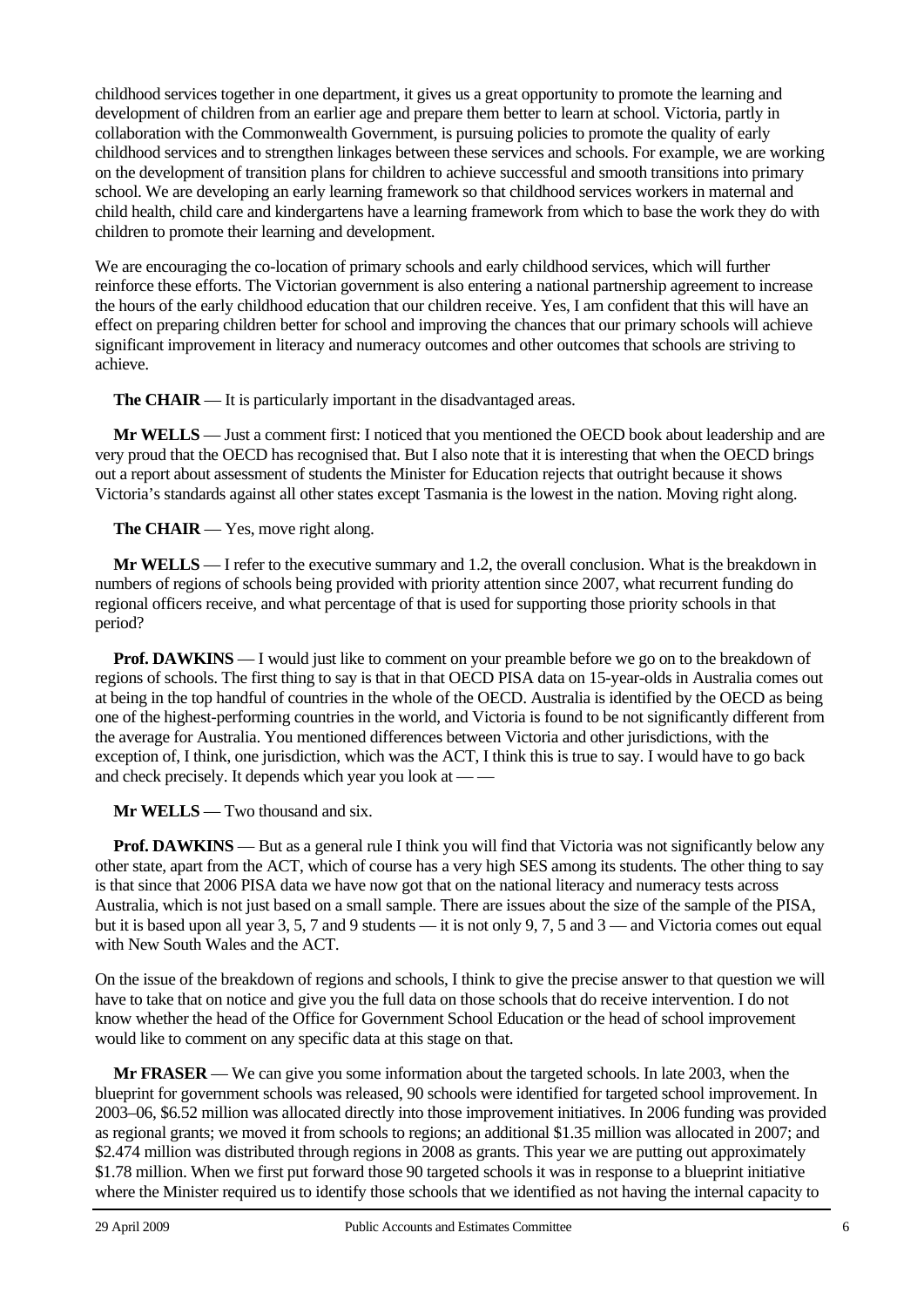childhood services together in one department, it gives us a great opportunity to promote the learning and development of children from an earlier age and prepare them better to learn at school. Victoria, partly in collaboration with the Commonwealth Government, is pursuing policies to promote the quality of early childhood services and to strengthen linkages between these services and schools. For example, we are working on the development of transition plans for children to achieve successful and smooth transitions into primary school. We are developing an early learning framework so that childhood services workers in maternal and child health, child care and kindergartens have a learning framework from which to base the work they do with children to promote their learning and development.

We are encouraging the co-location of primary schools and early childhood services, which will further reinforce these efforts. The Victorian government is also entering a national partnership agreement to increase the hours of the early childhood education that our children receive. Yes, I am confident that this will have an effect on preparing children better for school and improving the chances that our primary schools will achieve significant improvement in literacy and numeracy outcomes and other outcomes that schools are striving to achieve.

**The CHAIR** — It is particularly important in the disadvantaged areas.

**Mr WELLS** — Just a comment first: I noticed that you mentioned the OECD book about leadership and are very proud that the OECD has recognised that. But I also note that it is interesting that when the OECD brings out a report about assessment of students the Minister for Education rejects that outright because it shows Victoria's standards against all other states except Tasmania is the lowest in the nation. Moving right along.

**The CHAIR** — Yes, move right along.

**Mr WELLS** — I refer to the executive summary and 1.2, the overall conclusion. What is the breakdown in numbers of regions of schools being provided with priority attention since 2007, what recurrent funding do regional officers receive, and what percentage of that is used for supporting those priority schools in that period?

**Prof. DAWKINS** — I would just like to comment on your preamble before we go on to the breakdown of regions of schools. The first thing to say is that in that OECD PISA data on 15-year-olds in Australia comes out at being in the top handful of countries in the whole of the OECD. Australia is identified by the OECD as being one of the highest-performing countries in the world, and Victoria is found to be not significantly different from the average for Australia. You mentioned differences between Victoria and other jurisdictions, with the exception of, I think, one jurisdiction, which was the ACT, I think this is true to say. I would have to go back and check precisely. It depends which year you look at — —

**Mr WELLS** — Two thousand and six.

**Prof. DAWKINS** — But as a general rule I think you will find that Victoria was not significantly below any other state, apart from the ACT, which of course has a very high SES among its students. The other thing to say is that since that 2006 PISA data we have now got that on the national literacy and numeracy tests across Australia, which is not just based on a small sample. There are issues about the size of the sample of the PISA, but it is based upon all year 3, 5, 7 and 9 students — it is not only 9, 7, 5 and 3 — and Victoria comes out equal with New South Wales and the ACT.

On the issue of the breakdown of regions and schools, I think to give the precise answer to that question we will have to take that on notice and give you the full data on those schools that do receive intervention. I do not know whether the head of the Office for Government School Education or the head of school improvement would like to comment on any specific data at this stage on that.

**Mr FRASER** — We can give you some information about the targeted schools. In late 2003, when the blueprint for government schools was released, 90 schools were identified for targeted school improvement. In 2003–06, $6.52 million was allocated directly into those improvement initiatives. In 2006 funding was provided as regional grants; we moved it from schools to regions; an additional $1.35 million was allocated in 2007; and $2.474 million was distributed through regions in 2008 as grants. This year we are putting out approximately $1.78 million. When we first put forward those 90 targeted schools it was in response to a blueprint initiative where the Minister required us to identify those schools that we identified as not having the internal capacity to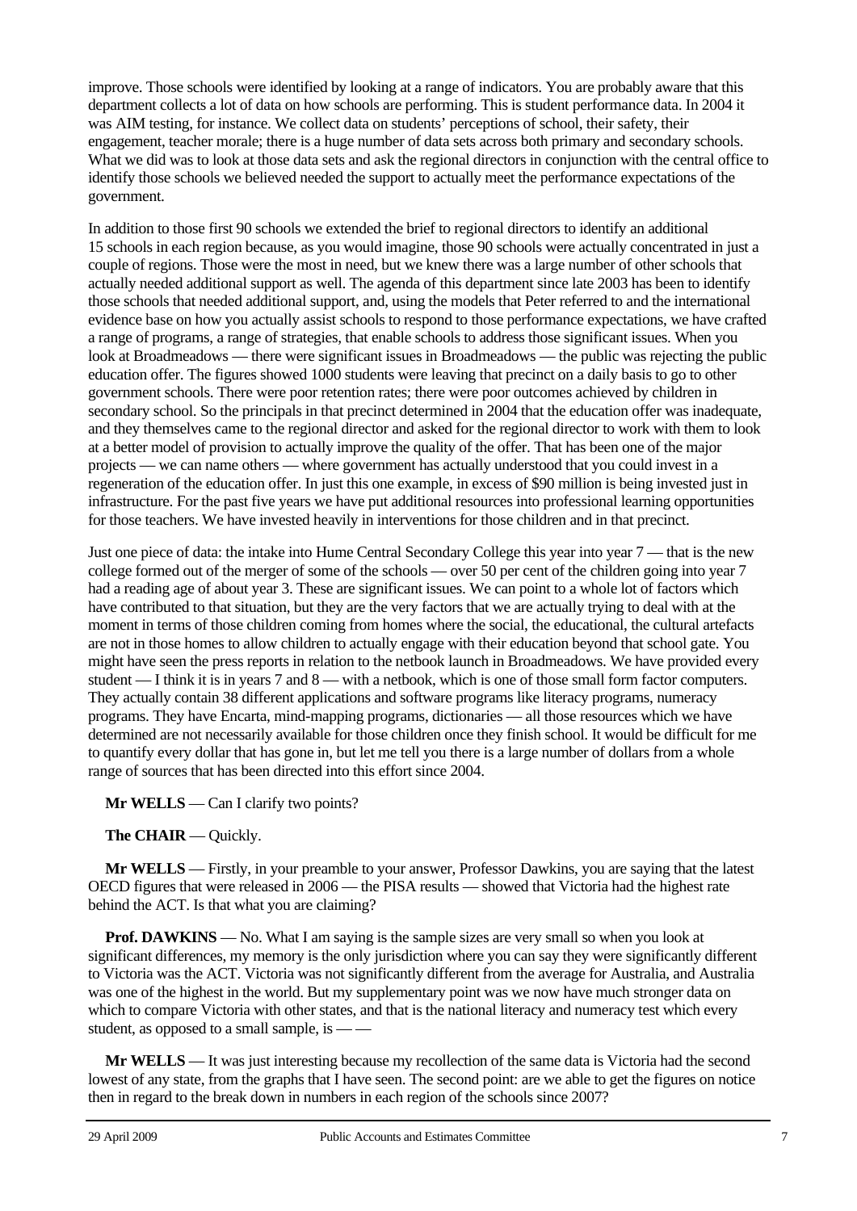improve. Those schools were identified by looking at a range of indicators. You are probably aware that this department collects a lot of data on how schools are performing. This is student performance data. In 2004 it was AIM testing, for instance. We collect data on students' perceptions of school, their safety, their engagement, teacher morale; there is a huge number of data sets across both primary and secondary schools. What we did was to look at those data sets and ask the regional directors in conjunction with the central office to identify those schools we believed needed the support to actually meet the performance expectations of the government.

In addition to those first 90 schools we extended the brief to regional directors to identify an additional 15 schools in each region because, as you would imagine, those 90 schools were actually concentrated in just a couple of regions. Those were the most in need, but we knew there was a large number of other schools that actually needed additional support as well. The agenda of this department since late 2003 has been to identify those schools that needed additional support, and, using the models that Peter referred to and the international evidence base on how you actually assist schools to respond to those performance expectations, we have crafted a range of programs, a range of strategies, that enable schools to address those significant issues. When you look at Broadmeadows — there were significant issues in Broadmeadows — the public was rejecting the public education offer. The figures showed 1000 students were leaving that precinct on a daily basis to go to other government schools. There were poor retention rates; there were poor outcomes achieved by children in secondary school. So the principals in that precinct determined in 2004 that the education offer was inadequate, and they themselves came to the regional director and asked for the regional director to work with them to look at a better model of provision to actually improve the quality of the offer. That has been one of the major projects — we can name others — where government has actually understood that you could invest in a regeneration of the education offer. In just this one example, in excess of $90 million is being invested just in infrastructure. For the past five years we have put additional resources into professional learning opportunities for those teachers. We have invested heavily in interventions for those children and in that precinct.

Just one piece of data: the intake into Hume Central Secondary College this year into year 7 — that is the new college formed out of the merger of some of the schools — over 50 per cent of the children going into year 7 had a reading age of about year 3. These are significant issues. We can point to a whole lot of factors which have contributed to that situation, but they are the very factors that we are actually trying to deal with at the moment in terms of those children coming from homes where the social, the educational, the cultural artefacts are not in those homes to allow children to actually engage with their education beyond that school gate. You might have seen the press reports in relation to the netbook launch in Broadmeadows. We have provided every student — I think it is in years 7 and 8 — with a netbook, which is one of those small form factor computers. They actually contain 38 different applications and software programs like literacy programs, numeracy programs. They have Encarta, mind-mapping programs, dictionaries — all those resources which we have determined are not necessarily available for those children once they finish school. It would be difficult for me to quantify every dollar that has gone in, but let me tell you there is a large number of dollars from a whole range of sources that has been directed into this effort since 2004.

**Mr WELLS** — Can I clarify two points?

**The CHAIR** — Quickly.

**Mr WELLS** — Firstly, in your preamble to your answer, Professor Dawkins, you are saying that the latest OECD figures that were released in 2006 — the PISA results — showed that Victoria had the highest rate behind the ACT. Is that what you are claiming?

**Prof. DAWKINS** — No. What I am saying is the sample sizes are very small so when you look at significant differences, my memory is the only jurisdiction where you can say they were significantly different to Victoria was the ACT. Victoria was not significantly different from the average for Australia, and Australia was one of the highest in the world. But my supplementary point was we now have much stronger data on which to compare Victoria with other states, and that is the national literacy and numeracy test which every student, as opposed to a small sample, is — —

**Mr WELLS** — It was just interesting because my recollection of the same data is Victoria had the second lowest of any state, from the graphs that I have seen. The second point: are we able to get the figures on notice then in regard to the break down in numbers in each region of the schools since 2007?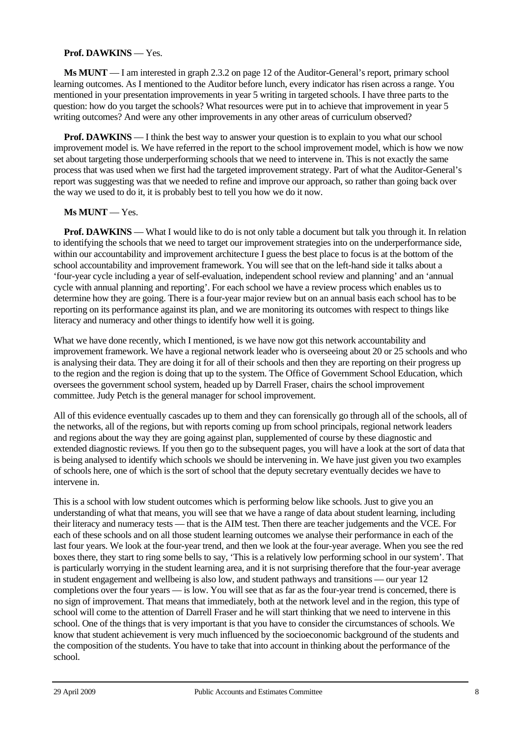**Prof. DAWKINS** — Yes.

**Ms MUNT** — I am interested in graph 2.3.2 on page 12 of the Auditor-General's report, primary school learning outcomes. As I mentioned to the Auditor before lunch, every indicator has risen across a range. You mentioned in your presentation improvements in year 5 writing in targeted schools. I have three parts to the question: how do you target the schools? What resources were put in to achieve that improvement in year 5 writing outcomes? And were any other improvements in any other areas of curriculum observed?

**Prof. DAWKINS** — I think the best way to answer your question is to explain to you what our school improvement model is. We have referred in the report to the school improvement model, which is how we now set about targeting those underperforming schools that we need to intervene in. This is not exactly the same process that was used when we first had the targeted improvement strategy. Part of what the Auditor-General's report was suggesting was that we needed to refine and improve our approach, so rather than going back over the way we used to do it, it is probably best to tell you how we do it now.

**Ms MUNT** — Yes.

**Prof. DAWKINS** — What I would like to do is not only table a document but talk you through it. In relation to identifying the schools that we need to target our improvement strategies into on the underperformance side, within our accountability and improvement architecture I guess the best place to focus is at the bottom of the school accountability and improvement framework. You will see that on the left-hand side it talks about a 'four-year cycle including a year of self-evaluation, independent school review and planning' and an 'annual cycle with annual planning and reporting'. For each school we have a review process which enables us to determine how they are going. There is a four-year major review but on an annual basis each school has to be reporting on its performance against its plan, and we are monitoring its outcomes with respect to things like literacy and numeracy and other things to identify how well it is going.

What we have done recently, which I mentioned, is we have now got this network accountability and improvement framework. We have a regional network leader who is overseeing about 20 or 25 schools and who is analysing their data. They are doing it for all of their schools and then they are reporting on their progress up to the region and the region is doing that up to the system. The Office of Government School Education, which oversees the government school system, headed up by Darrell Fraser, chairs the school improvement committee. Judy Petch is the general manager for school improvement.

All of this evidence eventually cascades up to them and they can forensically go through all of the schools, all of the networks, all of the regions, but with reports coming up from school principals, regional network leaders and regions about the way they are going against plan, supplemented of course by these diagnostic and extended diagnostic reviews. If you then go to the subsequent pages, you will have a look at the sort of data that is being analysed to identify which schools we should be intervening in. We have just given you two examples of schools here, one of which is the sort of school that the deputy secretary eventually decides we have to intervene in.

This is a school with low student outcomes which is performing below like schools. Just to give you an understanding of what that means, you will see that we have a range of data about student learning, including their literacy and numeracy tests — that is the AIM test. Then there are teacher judgements and the VCE. For each of these schools and on all those student learning outcomes we analyse their performance in each of the last four years. We look at the four-year trend, and then we look at the four-year average. When you see the red boxes there, they start to ring some bells to say, 'This is a relatively low performing school in our system'. That is particularly worrying in the student learning area, and it is not surprising therefore that the four-year average in student engagement and wellbeing is also low, and student pathways and transitions — our year 12 completions over the four years — is low. You will see that as far as the four-year trend is concerned, there is no sign of improvement. That means that immediately, both at the network level and in the region, this type of school will come to the attention of Darrell Fraser and he will start thinking that we need to intervene in this school. One of the things that is very important is that you have to consider the circumstances of schools. We know that student achievement is very much influenced by the socioeconomic background of the students and the composition of the students. You have to take that into account in thinking about the performance of the school.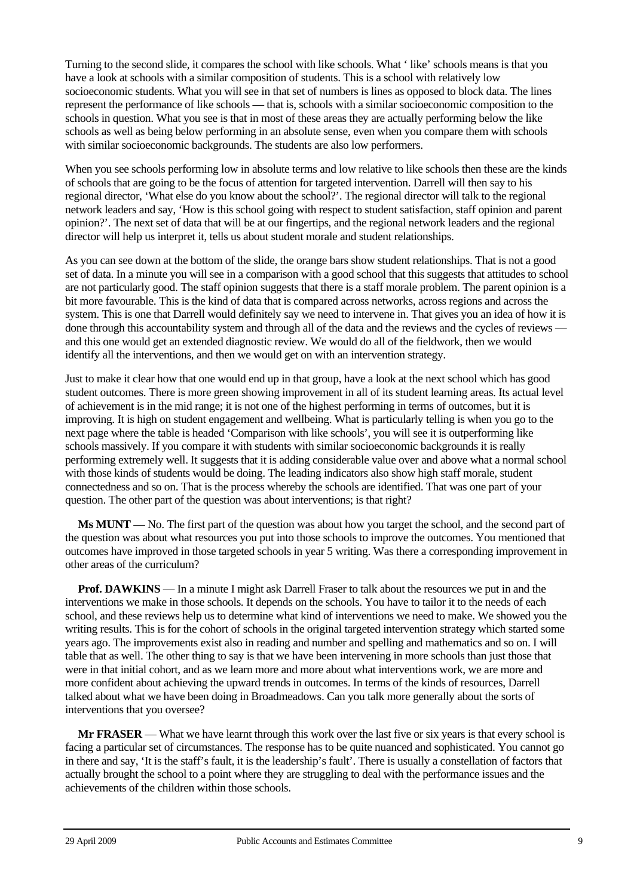Turning to the second slide, it compares the school with like schools. What ' like' schools means is that you have a look at schools with a similar composition of students. This is a school with relatively low socioeconomic students. What you will see in that set of numbers is lines as opposed to block data. The lines represent the performance of like schools — that is, schools with a similar socioeconomic composition to the schools in question. What you see is that in most of these areas they are actually performing below the like schools as well as being below performing in an absolute sense, even when you compare them with schools with similar socioeconomic backgrounds. The students are also low performers.

When you see schools performing low in absolute terms and low relative to like schools then these are the kinds of schools that are going to be the focus of attention for targeted intervention. Darrell will then say to his regional director, 'What else do you know about the school?'. The regional director will talk to the regional network leaders and say, 'How is this school going with respect to student satisfaction, staff opinion and parent opinion?'. The next set of data that will be at our fingertips, and the regional network leaders and the regional director will help us interpret it, tells us about student morale and student relationships.

As you can see down at the bottom of the slide, the orange bars show student relationships. That is not a good set of data. In a minute you will see in a comparison with a good school that this suggests that attitudes to school are not particularly good. The staff opinion suggests that there is a staff morale problem. The parent opinion is a bit more favourable. This is the kind of data that is compared across networks, across regions and across the system. This is one that Darrell would definitely say we need to intervene in. That gives you an idea of how it is done through this accountability system and through all of the data and the reviews and the cycles of reviews — and this one would get an extended diagnostic review. We would do all of the fieldwork, then we would identify all the interventions, and then we would get on with an intervention strategy.

Just to make it clear how that one would end up in that group, have a look at the next school which has good student outcomes. There is more green showing improvement in all of its student learning areas. Its actual level of achievement is in the mid range; it is not one of the highest performing in terms of outcomes, but it is improving. It is high on student engagement and wellbeing. What is particularly telling is when you go to the next page where the table is headed 'Comparison with like schools', you will see it is outperforming like schools massively. If you compare it with students with similar socioeconomic backgrounds it is really performing extremely well. It suggests that it is adding considerable value over and above what a normal school with those kinds of students would be doing. The leading indicators also show high staff morale, student connectedness and so on. That is the process whereby the schools are identified. That was one part of your question. The other part of the question was about interventions; is that right?

**Ms MUNT** — No. The first part of the question was about how you target the school, and the second part of the question was about what resources you put into those schools to improve the outcomes. You mentioned that outcomes have improved in those targeted schools in year 5 writing. Was there a corresponding improvement in other areas of the curriculum?

**Prof. DAWKINS** — In a minute I might ask Darrell Fraser to talk about the resources we put in and the interventions we make in those schools. It depends on the schools. You have to tailor it to the needs of each school, and these reviews help us to determine what kind of interventions we need to make. We showed you the writing results. This is for the cohort of schools in the original targeted intervention strategy which started some years ago. The improvements exist also in reading and number and spelling and mathematics and so on. I will table that as well. The other thing to say is that we have been intervening in more schools than just those that were in that initial cohort, and as we learn more and more about what interventions work, we are more and more confident about achieving the upward trends in outcomes. In terms of the kinds of resources, Darrell talked about what we have been doing in Broadmeadows. Can you talk more generally about the sorts of interventions that you oversee?

**Mr FRASER** — What we have learnt through this work over the last five or six years is that every school is facing a particular set of circumstances. The response has to be quite nuanced and sophisticated. You cannot go in there and say, 'It is the staff's fault, it is the leadership's fault'. There is usually a constellation of factors that actually brought the school to a point where they are struggling to deal with the performance issues and the achievements of the children within those schools.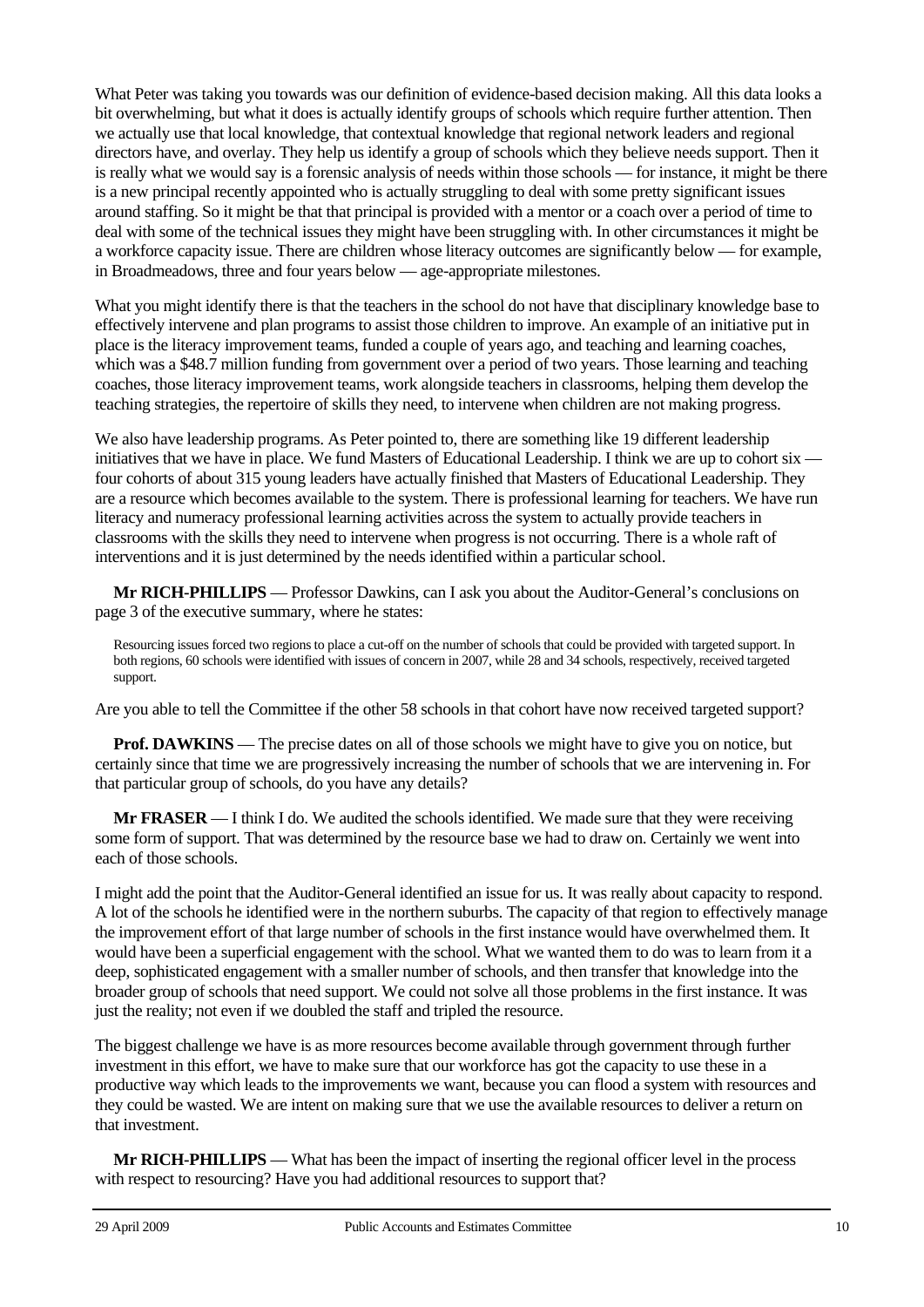What Peter was taking you towards was our definition of evidence-based decision making. All this data looks a bit overwhelming, but what it does is actually identify groups of schools which require further attention. Then we actually use that local knowledge, that contextual knowledge that regional network leaders and regional directors have, and overlay. They help us identify a group of schools which they believe needs support. Then it is really what we would say is a forensic analysis of needs within those schools — for instance, it might be there is a new principal recently appointed who is actually struggling to deal with some pretty significant issues around staffing. So it might be that that principal is provided with a mentor or a coach over a period of time to deal with some of the technical issues they might have been struggling with. In other circumstances it might be a workforce capacity issue. There are children whose literacy outcomes are significantly below — for example, in Broadmeadows, three and four years below — age-appropriate milestones.

What you might identify there is that the teachers in the school do not have that disciplinary knowledge base to effectively intervene and plan programs to assist those children to improve. An example of an initiative put in place is the literacy improvement teams, funded a couple of years ago, and teaching and learning coaches, which was a $48.7 million funding from government over a period of two years. Those learning and teaching coaches, those literacy improvement teams, work alongside teachers in classrooms, helping them develop the teaching strategies, the repertoire of skills they need, to intervene when children are not making progress.

We also have leadership programs. As Peter pointed to, there are something like 19 different leadership initiatives that we have in place. We fund Masters of Educational Leadership. I think we are up to cohort six — four cohorts of about 315 young leaders have actually finished that Masters of Educational Leadership. They are a resource which becomes available to the system. There is professional learning for teachers. We have run literacy and numeracy professional learning activities across the system to actually provide teachers in classrooms with the skills they need to intervene when progress is not occurring. There is a whole raft of interventions and it is just determined by the needs identified within a particular school.

**Mr RICH-PHILLIPS** — Professor Dawkins, can I ask you about the Auditor-General's conclusions on page 3 of the executive summary, where he states:

> Resourcing issues forced two regions to place a cut-off on the number of schools that could be provided with targeted support. In both regions, 60 schools were identified with issues of concern in 2007, while 28 and 34 schools, respectively, received targeted support.

Are you able to tell the Committee if the other 58 schools in that cohort have now received targeted support?

**Prof. DAWKINS** — The precise dates on all of those schools we might have to give you on notice, but certainly since that time we are progressively increasing the number of schools that we are intervening in. For that particular group of schools, do you have any details?

**Mr FRASER** — I think I do. We audited the schools identified. We made sure that they were receiving some form of support. That was determined by the resource base we had to draw on. Certainly we went into each of those schools.

I might add the point that the Auditor-General identified an issue for us. It was really about capacity to respond. A lot of the schools he identified were in the northern suburbs. The capacity of that region to effectively manage the improvement effort of that large number of schools in the first instance would have overwhelmed them. It would have been a superficial engagement with the school. What we wanted them to do was to learn from it a deep, sophisticated engagement with a smaller number of schools, and then transfer that knowledge into the broader group of schools that need support. We could not solve all those problems in the first instance. It was just the reality; not even if we doubled the staff and tripled the resource.

The biggest challenge we have is as more resources become available through government through further investment in this effort, we have to make sure that our workforce has got the capacity to use these in a productive way which leads to the improvements we want, because you can flood a system with resources and they could be wasted. We are intent on making sure that we use the available resources to deliver a return on that investment.

**Mr RICH-PHILLIPS** — What has been the impact of inserting the regional officer level in the process with respect to resourcing? Have you had additional resources to support that?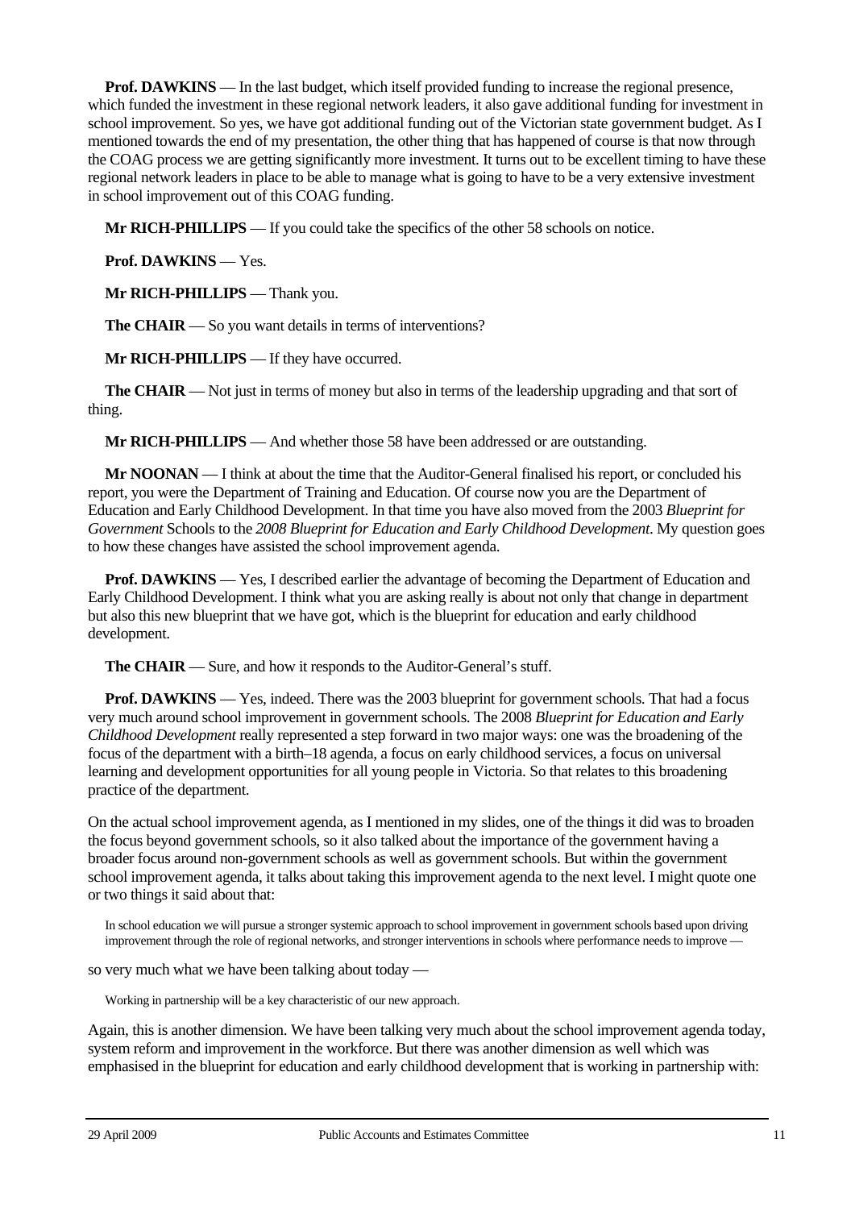**Prof. DAWKINS** — In the last budget, which itself provided funding to increase the regional presence, which funded the investment in these regional network leaders, it also gave additional funding for investment in school improvement. So yes, we have got additional funding out of the Victorian state government budget. As I mentioned towards the end of my presentation, the other thing that has happened of course is that now through the COAG process we are getting significantly more investment. It turns out to be excellent timing to have these regional network leaders in place to be able to manage what is going to have to be a very extensive investment in school improvement out of this COAG funding.

**Mr RICH-PHILLIPS** — If you could take the specifics of the other 58 schools on notice.

**Prof. DAWKINS** — Yes.

**Mr RICH-PHILLIPS** — Thank you.

**The CHAIR** — So you want details in terms of interventions?

**Mr RICH-PHILLIPS** — If they have occurred.

**The CHAIR** — Not just in terms of money but also in terms of the leadership upgrading and that sort of thing.

**Mr RICH-PHILLIPS** — And whether those 58 have been addressed or are outstanding.

**Mr NOONAN** — I think at about the time that the Auditor-General finalised his report, or concluded his report, you were the Department of Training and Education. Of course now you are the Department of Education and Early Childhood Development. In that time you have also moved from the 2003 *Blueprint for Government* Schools to the *2008 Blueprint for Education and Early Childhood Development*. My question goes to how these changes have assisted the school improvement agenda.

**Prof. DAWKINS** — Yes, I described earlier the advantage of becoming the Department of Education and Early Childhood Development. I think what you are asking really is about not only that change in department but also this new blueprint that we have got, which is the blueprint for education and early childhood development.

**The CHAIR** — Sure, and how it responds to the Auditor-General's stuff.

**Prof. DAWKINS** — Yes, indeed. There was the 2003 blueprint for government schools. That had a focus very much around school improvement in government schools. The 2008 *Blueprint for Education and Early Childhood Development* really represented a step forward in two major ways: one was the broadening of the focus of the department with a birth–18 agenda, a focus on early childhood services, a focus on universal learning and development opportunities for all young people in Victoria. So that relates to this broadening practice of the department.

On the actual school improvement agenda, as I mentioned in my slides, one of the things it did was to broaden the focus beyond government schools, so it also talked about the importance of the government having a broader focus around non-government schools as well as government schools. But within the government school improvement agenda, it talks about taking this improvement agenda to the next level. I might quote one or two things it said about that:

> In school education we will pursue a stronger systemic approach to school improvement in government schools based upon driving improvement through the role of regional networks, and stronger interventions in schools where performance needs to improve —

so very much what we have been talking about today —

> Working in partnership will be a key characteristic of our new approach.

Again, this is another dimension. We have been talking very much about the school improvement agenda today, system reform and improvement in the workforce. But there was another dimension as well which was emphasised in the blueprint for education and early childhood development that is working in partnership with: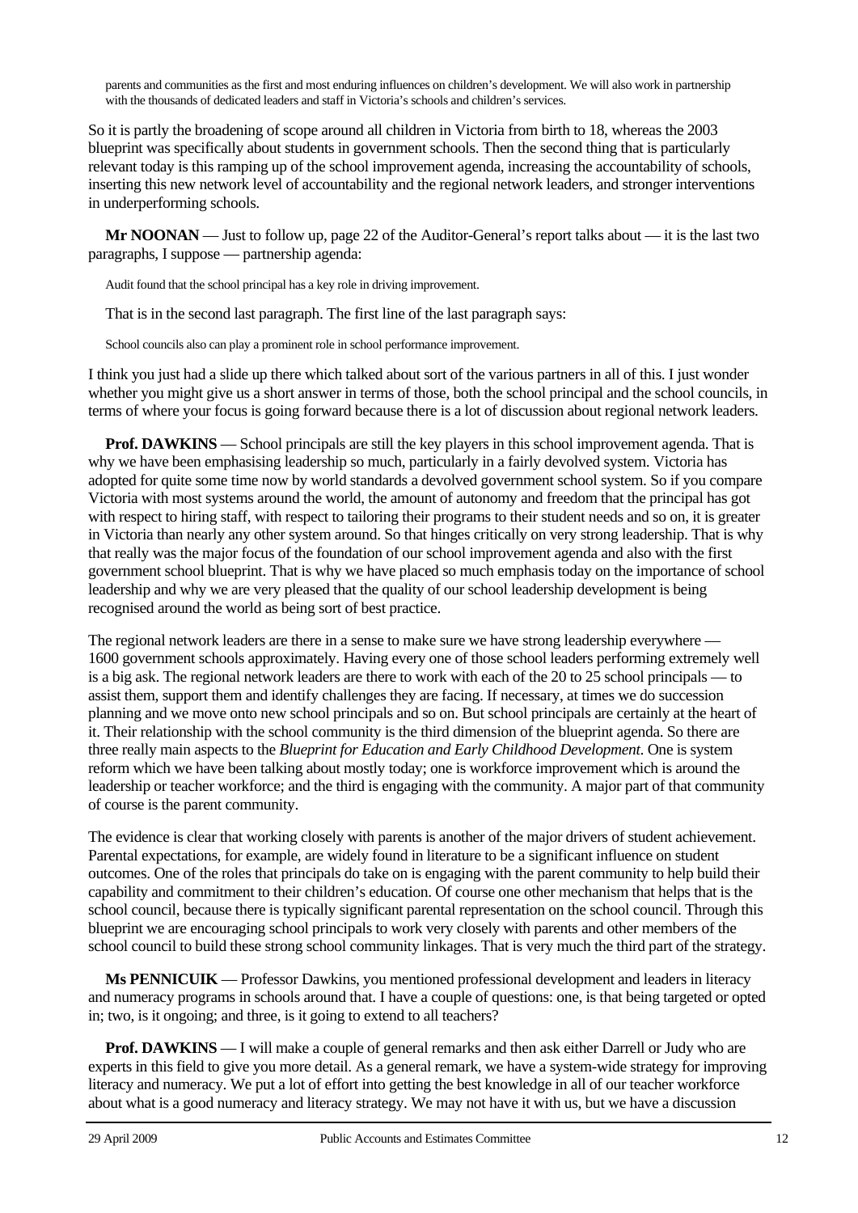> parents and communities as the first and most enduring influences on children's development. We will also work in partnership with the thousands of dedicated leaders and staff in Victoria's schools and children's services.

So it is partly the broadening of scope around all children in Victoria from birth to 18, whereas the 2003 blueprint was specifically about students in government schools. Then the second thing that is particularly relevant today is this ramping up of the school improvement agenda, increasing the accountability of schools, inserting this new network level of accountability and the regional network leaders, and stronger interventions in underperforming schools.

**Mr NOONAN** — Just to follow up, page 22 of the Auditor-General's report talks about — it is the last two paragraphs, I suppose — partnership agenda:

> Audit found that the school principal has a key role in driving improvement.

That is in the second last paragraph. The first line of the last paragraph says:

> School councils also can play a prominent role in school performance improvement.

I think you just had a slide up there which talked about sort of the various partners in all of this. I just wonder whether you might give us a short answer in terms of those, both the school principal and the school councils, in terms of where your focus is going forward because there is a lot of discussion about regional network leaders.

**Prof. DAWKINS** — School principals are still the key players in this school improvement agenda. That is why we have been emphasising leadership so much, particularly in a fairly devolved system. Victoria has adopted for quite some time now by world standards a devolved government school system. So if you compare Victoria with most systems around the world, the amount of autonomy and freedom that the principal has got with respect to hiring staff, with respect to tailoring their programs to their student needs and so on, it is greater in Victoria than nearly any other system around. So that hinges critically on very strong leadership. That is why that really was the major focus of the foundation of our school improvement agenda and also with the first government school blueprint. That is why we have placed so much emphasis today on the importance of school leadership and why we are very pleased that the quality of our school leadership development is being recognised around the world as being sort of best practice.

The regional network leaders are there in a sense to make sure we have strong leadership everywhere — 1600 government schools approximately. Having every one of those school leaders performing extremely well is a big ask. The regional network leaders are there to work with each of the 20 to 25 school principals — to assist them, support them and identify challenges they are facing. If necessary, at times we do succession planning and we move onto new school principals and so on. But school principals are certainly at the heart of it. Their relationship with the school community is the third dimension of the blueprint agenda. So there are three really main aspects to the *Blueprint for Education and Early Childhood Development*. One is system reform which we have been talking about mostly today; one is workforce improvement which is around the leadership or teacher workforce; and the third is engaging with the community. A major part of that community of course is the parent community.

The evidence is clear that working closely with parents is another of the major drivers of student achievement. Parental expectations, for example, are widely found in literature to be a significant influence on student outcomes. One of the roles that principals do take on is engaging with the parent community to help build their capability and commitment to their children's education. Of course one other mechanism that helps that is the school council, because there is typically significant parental representation on the school council. Through this blueprint we are encouraging school principals to work very closely with parents and other members of the school council to build these strong school community linkages. That is very much the third part of the strategy.

**Ms PENNICUIK** — Professor Dawkins, you mentioned professional development and leaders in literacy and numeracy programs in schools around that. I have a couple of questions: one, is that being targeted or opted in; two, is it ongoing; and three, is it going to extend to all teachers?

**Prof. DAWKINS** — I will make a couple of general remarks and then ask either Darrell or Judy who are experts in this field to give you more detail. As a general remark, we have a system-wide strategy for improving literacy and numeracy. We put a lot of effort into getting the best knowledge in all of our teacher workforce about what is a good numeracy and literacy strategy. We may not have it with us, but we have a discussion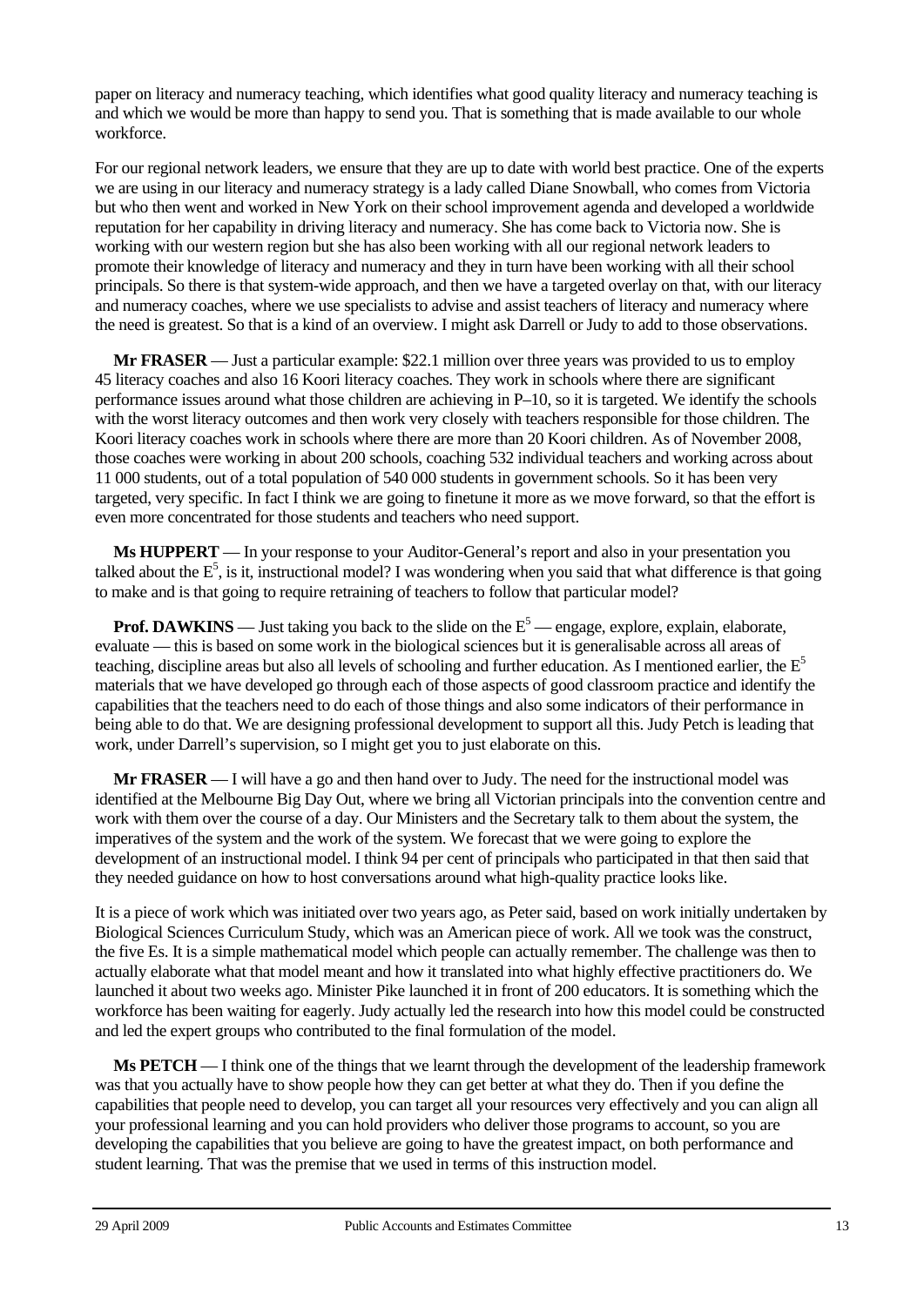paper on literacy and numeracy teaching, which identifies what good quality literacy and numeracy teaching is and which we would be more than happy to send you. That is something that is made available to our whole workforce.

For our regional network leaders, we ensure that they are up to date with world best practice. One of the experts we are using in our literacy and numeracy strategy is a lady called Diane Snowball, who comes from Victoria but who then went and worked in New York on their school improvement agenda and developed a worldwide reputation for her capability in driving literacy and numeracy. She has come back to Victoria now. She is working with our western region but she has also been working with all our regional network leaders to promote their knowledge of literacy and numeracy and they in turn have been working with all their school principals. So there is that system-wide approach, and then we have a targeted overlay on that, with our literacy and numeracy coaches, where we use specialists to advise and assist teachers of literacy and numeracy where the need is greatest. So that is a kind of an overview. I might ask Darrell or Judy to add to those observations.

**Mr FRASER** — Just a particular example: $22.1 million over three years was provided to us to employ 45 literacy coaches and also 16 Koori literacy coaches. They work in schools where there are significant performance issues around what those children are achieving in P–10, so it is targeted. We identify the schools with the worst literacy outcomes and then work very closely with teachers responsible for those children. The Koori literacy coaches work in schools where there are more than 20 Koori children. As of November 2008, those coaches were working in about 200 schools, coaching 532 individual teachers and working across about 11 000 students, out of a total population of 540 000 students in government schools. So it has been very targeted, very specific. In fact I think we are going to finetune it more as we move forward, so that the effort is even more concentrated for those students and teachers who need support.

**Ms HUPPERT** — In your response to your Auditor-General's report and also in your presentation you talked about the $E^5$, is it, instructional model? I was wondering when you said that what difference is that going to make and is that going to require retraining of teachers to follow that particular model?

**Prof. DAWKINS** — Just taking you back to the slide on the $E^5$ — engage, explore, explain, elaborate, evaluate — this is based on some work in the biological sciences but it is generalisable across all areas of teaching, discipline areas but also all levels of schooling and further education. As I mentioned earlier, the $E^5$ materials that we have developed go through each of those aspects of good classroom practice and identify the capabilities that the teachers need to do each of those things and also some indicators of their performance in being able to do that. We are designing professional development to support all this. Judy Petch is leading that work, under Darrell's supervision, so I might get you to just elaborate on this.

**Mr FRASER** — I will have a go and then hand over to Judy. The need for the instructional model was identified at the Melbourne Big Day Out, where we bring all Victorian principals into the convention centre and work with them over the course of a day. Our Ministers and the Secretary talk to them about the system, the imperatives of the system and the work of the system. We forecast that we were going to explore the development of an instructional model. I think 94 per cent of principals who participated in that then said that they needed guidance on how to host conversations around what high-quality practice looks like.

It is a piece of work which was initiated over two years ago, as Peter said, based on work initially undertaken by Biological Sciences Curriculum Study, which was an American piece of work. All we took was the construct, the five Es. It is a simple mathematical model which people can actually remember. The challenge was then to actually elaborate what that model meant and how it translated into what highly effective practitioners do. We launched it about two weeks ago. Minister Pike launched it in front of 200 educators. It is something which the workforce has been waiting for eagerly. Judy actually led the research into how this model could be constructed and led the expert groups who contributed to the final formulation of the model.

**Ms PETCH** — I think one of the things that we learnt through the development of the leadership framework was that you actually have to show people how they can get better at what they do. Then if you define the capabilities that people need to develop, you can target all your resources very effectively and you can align all your professional learning and you can hold providers who deliver those programs to account, so you are developing the capabilities that you believe are going to have the greatest impact, on both performance and student learning. That was the premise that we used in terms of this instruction model.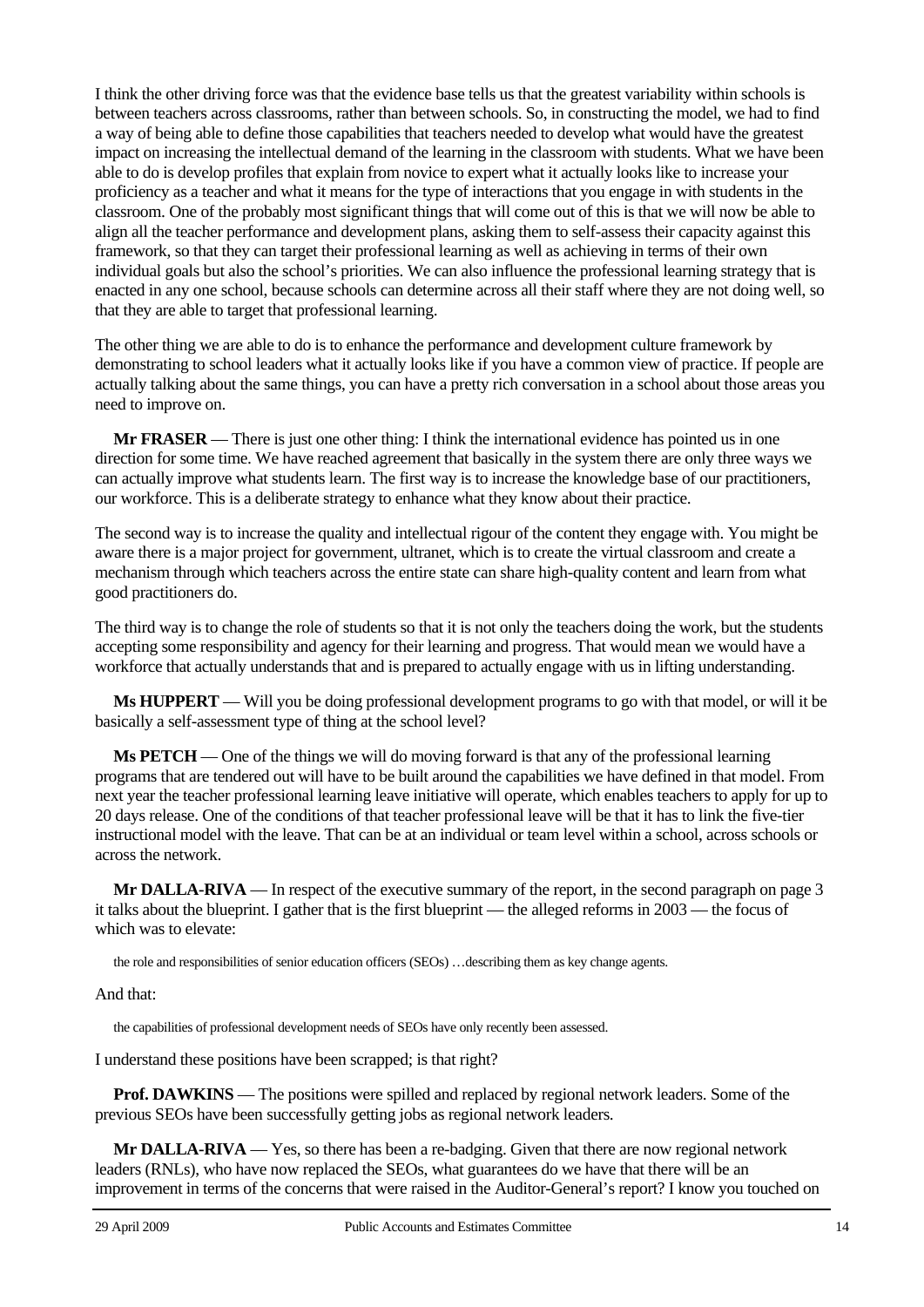I think the other driving force was that the evidence base tells us that the greatest variability within schools is between teachers across classrooms, rather than between schools. So, in constructing the model, we had to find a way of being able to define those capabilities that teachers needed to develop what would have the greatest impact on increasing the intellectual demand of the learning in the classroom with students. What we have been able to do is develop profiles that explain from novice to expert what it actually looks like to increase your proficiency as a teacher and what it means for the type of interactions that you engage in with students in the classroom. One of the probably most significant things that will come out of this is that we will now be able to align all the teacher performance and development plans, asking them to self-assess their capacity against this framework, so that they can target their professional learning as well as achieving in terms of their own individual goals but also the school's priorities. We can also influence the professional learning strategy that is enacted in any one school, because schools can determine across all their staff where they are not doing well, so that they are able to target that professional learning.

The other thing we are able to do is to enhance the performance and development culture framework by demonstrating to school leaders what it actually looks like if you have a common view of practice. If people are actually talking about the same things, you can have a pretty rich conversation in a school about those areas you need to improve on.

**Mr FRASER** — There is just one other thing: I think the international evidence has pointed us in one direction for some time. We have reached agreement that basically in the system there are only three ways we can actually improve what students learn. The first way is to increase the knowledge base of our practitioners, our workforce. This is a deliberate strategy to enhance what they know about their practice.

The second way is to increase the quality and intellectual rigour of the content they engage with. You might be aware there is a major project for government, ultranet, which is to create the virtual classroom and create a mechanism through which teachers across the entire state can share high-quality content and learn from what good practitioners do.

The third way is to change the role of students so that it is not only the teachers doing the work, but the students accepting some responsibility and agency for their learning and progress. That would mean we would have a workforce that actually understands that and is prepared to actually engage with us in lifting understanding.

**Ms HUPPERT** — Will you be doing professional development programs to go with that model, or will it be basically a self-assessment type of thing at the school level?

**Ms PETCH** — One of the things we will do moving forward is that any of the professional learning programs that are tendered out will have to be built around the capabilities we have defined in that model. From next year the teacher professional learning leave initiative will operate, which enables teachers to apply for up to 20 days release. One of the conditions of that teacher professional leave will be that it has to link the five-tier instructional model with the leave. That can be at an individual or team level within a school, across schools or across the network.

**Mr DALLA-RIVA** — In respect of the executive summary of the report, in the second paragraph on page 3 it talks about the blueprint. I gather that is the first blueprint — the alleged reforms in 2003 — the focus of which was to elevate:

> the role and responsibilities of senior education officers (SEOs) …describing them as key change agents.

And that:

> the capabilities of professional development needs of SEOs have only recently been assessed.

I understand these positions have been scrapped; is that right?

**Prof. DAWKINS** — The positions were spilled and replaced by regional network leaders. Some of the previous SEOs have been successfully getting jobs as regional network leaders.

**Mr DALLA-RIVA** — Yes, so there has been a re-badging. Given that there are now regional network leaders (RNLs), who have now replaced the SEOs, what guarantees do we have that there will be an improvement in terms of the concerns that were raised in the Auditor-General's report? I know you touched on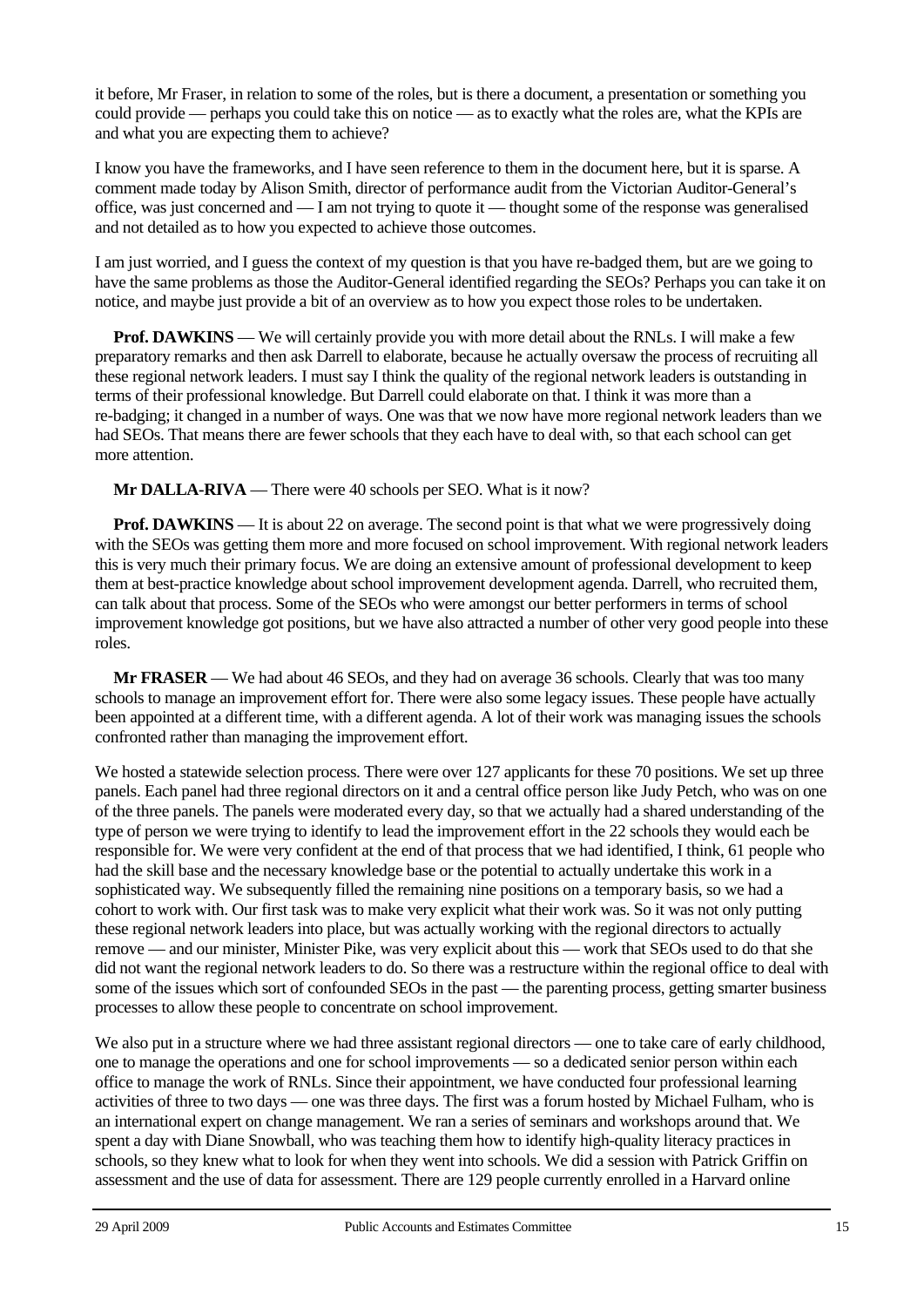it before, Mr Fraser, in relation to some of the roles, but is there a document, a presentation or something you could provide — perhaps you could take this on notice — as to exactly what the roles are, what the KPIs are and what you are expecting them to achieve?

I know you have the frameworks, and I have seen reference to them in the document here, but it is sparse. A comment made today by Alison Smith, director of performance audit from the Victorian Auditor-General's office, was just concerned and — I am not trying to quote it — thought some of the response was generalised and not detailed as to how you expected to achieve those outcomes.

I am just worried, and I guess the context of my question is that you have re-badged them, but are we going to have the same problems as those the Auditor-General identified regarding the SEOs? Perhaps you can take it on notice, and maybe just provide a bit of an overview as to how you expect those roles to be undertaken.

**Prof. DAWKINS** — We will certainly provide you with more detail about the RNLs. I will make a few preparatory remarks and then ask Darrell to elaborate, because he actually oversaw the process of recruiting all these regional network leaders. I must say I think the quality of the regional network leaders is outstanding in terms of their professional knowledge. But Darrell could elaborate on that. I think it was more than a re-badging; it changed in a number of ways. One was that we now have more regional network leaders than we had SEOs. That means there are fewer schools that they each have to deal with, so that each school can get more attention.

**Mr DALLA-RIVA** — There were 40 schools per SEO. What is it now?

**Prof. DAWKINS** — It is about 22 on average. The second point is that what we were progressively doing with the SEOs was getting them more and more focused on school improvement. With regional network leaders this is very much their primary focus. We are doing an extensive amount of professional development to keep them at best-practice knowledge about school improvement development agenda. Darrell, who recruited them, can talk about that process. Some of the SEOs who were amongst our better performers in terms of school improvement knowledge got positions, but we have also attracted a number of other very good people into these roles.

**Mr FRASER** — We had about 46 SEOs, and they had on average 36 schools. Clearly that was too many schools to manage an improvement effort for. There were also some legacy issues. These people have actually been appointed at a different time, with a different agenda. A lot of their work was managing issues the schools confronted rather than managing the improvement effort.

We hosted a statewide selection process. There were over 127 applicants for these 70 positions. We set up three panels. Each panel had three regional directors on it and a central office person like Judy Petch, who was on one of the three panels. The panels were moderated every day, so that we actually had a shared understanding of the type of person we were trying to identify to lead the improvement effort in the 22 schools they would each be responsible for. We were very confident at the end of that process that we had identified, I think, 61 people who had the skill base and the necessary knowledge base or the potential to actually undertake this work in a sophisticated way. We subsequently filled the remaining nine positions on a temporary basis, so we had a cohort to work with. Our first task was to make very explicit what their work was. So it was not only putting these regional network leaders into place, but was actually working with the regional directors to actually remove — and our minister, Minister Pike, was very explicit about this — work that SEOs used to do that she did not want the regional network leaders to do. So there was a restructure within the regional office to deal with some of the issues which sort of confounded SEOs in the past — the parenting process, getting smarter business processes to allow these people to concentrate on school improvement.

We also put in a structure where we had three assistant regional directors — one to take care of early childhood, one to manage the operations and one for school improvements — so a dedicated senior person within each office to manage the work of RNLs. Since their appointment, we have conducted four professional learning activities of three to two days — one was three days. The first was a forum hosted by Michael Fulham, who is an international expert on change management. We ran a series of seminars and workshops around that. We spent a day with Diane Snowball, who was teaching them how to identify high-quality literacy practices in schools, so they knew what to look for when they went into schools. We did a session with Patrick Griffin on assessment and the use of data for assessment. There are 129 people currently enrolled in a Harvard online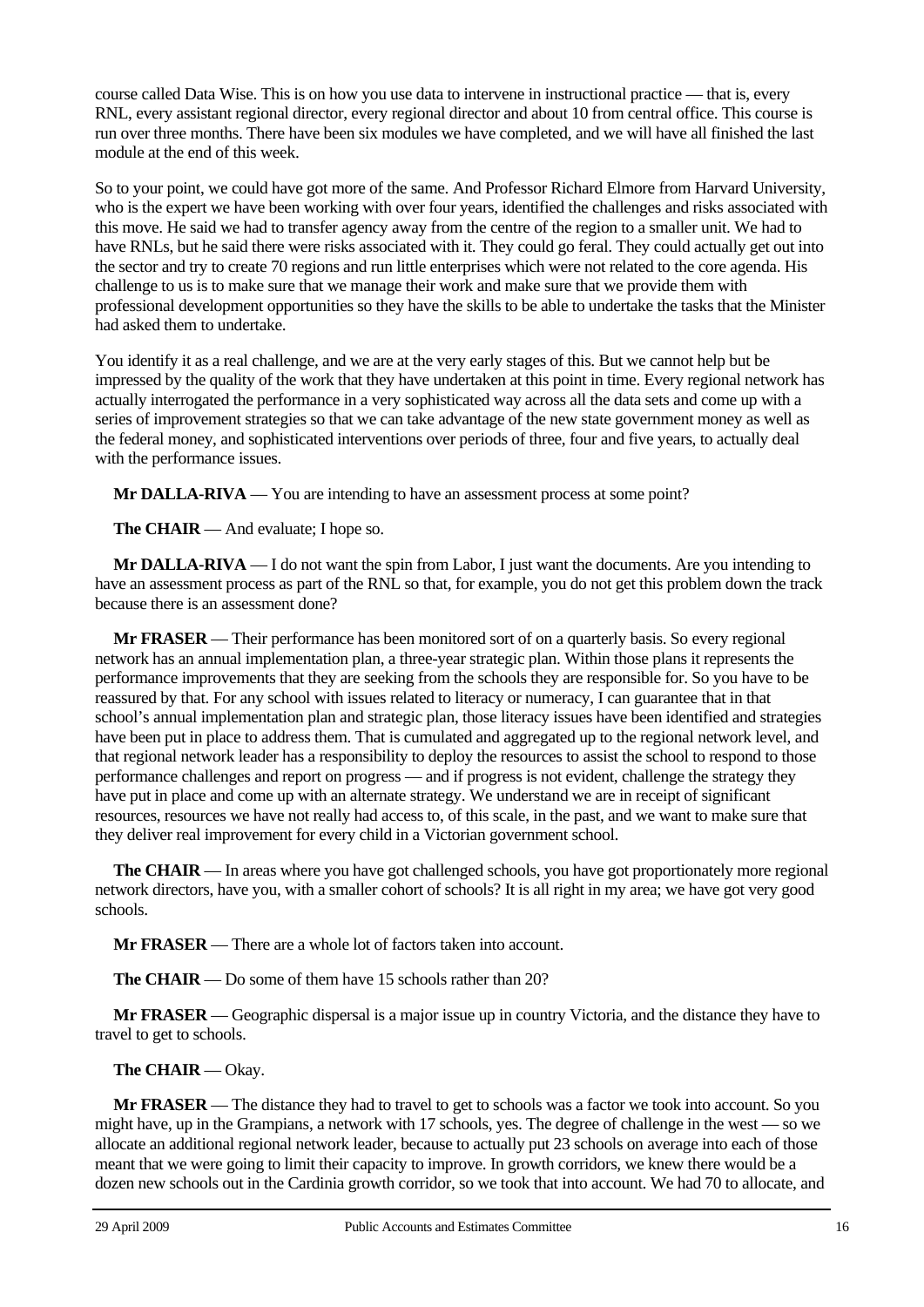course called Data Wise. This is on how you use data to intervene in instructional practice — that is, every RNL, every assistant regional director, every regional director and about 10 from central office. This course is run over three months. There have been six modules we have completed, and we will have all finished the last module at the end of this week.

So to your point, we could have got more of the same. And Professor Richard Elmore from Harvard University, who is the expert we have been working with over four years, identified the challenges and risks associated with this move. He said we had to transfer agency away from the centre of the region to a smaller unit. We had to have RNLs, but he said there were risks associated with it. They could go feral. They could actually get out into the sector and try to create 70 regions and run little enterprises which were not related to the core agenda. His challenge to us is to make sure that we manage their work and make sure that we provide them with professional development opportunities so they have the skills to be able to undertake the tasks that the Minister had asked them to undertake.

You identify it as a real challenge, and we are at the very early stages of this. But we cannot help but be impressed by the quality of the work that they have undertaken at this point in time. Every regional network has actually interrogated the performance in a very sophisticated way across all the data sets and come up with a series of improvement strategies so that we can take advantage of the new state government money as well as the federal money, and sophisticated interventions over periods of three, four and five years, to actually deal with the performance issues.

**Mr DALLA-RIVA** — You are intending to have an assessment process at some point?

**The CHAIR** — And evaluate; I hope so.

**Mr DALLA-RIVA** — I do not want the spin from Labor, I just want the documents. Are you intending to have an assessment process as part of the RNL so that, for example, you do not get this problem down the track because there is an assessment done?

**Mr FRASER** — Their performance has been monitored sort of on a quarterly basis. So every regional network has an annual implementation plan, a three-year strategic plan. Within those plans it represents the performance improvements that they are seeking from the schools they are responsible for. So you have to be reassured by that. For any school with issues related to literacy or numeracy, I can guarantee that in that school's annual implementation plan and strategic plan, those literacy issues have been identified and strategies have been put in place to address them. That is cumulated and aggregated up to the regional network level, and that regional network leader has a responsibility to deploy the resources to assist the school to respond to those performance challenges and report on progress — and if progress is not evident, challenge the strategy they have put in place and come up with an alternate strategy. We understand we are in receipt of significant resources, resources we have not really had access to, of this scale, in the past, and we want to make sure that they deliver real improvement for every child in a Victorian government school.

**The CHAIR** — In areas where you have got challenged schools, you have got proportionately more regional network directors, have you, with a smaller cohort of schools? It is all right in my area; we have got very good schools.

**Mr FRASER** — There are a whole lot of factors taken into account.

**The CHAIR** — Do some of them have 15 schools rather than 20?

**Mr FRASER** — Geographic dispersal is a major issue up in country Victoria, and the distance they have to travel to get to schools.

**The CHAIR** — Okay.

**Mr FRASER** — The distance they had to travel to get to schools was a factor we took into account. So you might have, up in the Grampians, a network with 17 schools, yes. The degree of challenge in the west — so we allocate an additional regional network leader, because to actually put 23 schools on average into each of those meant that we were going to limit their capacity to improve. In growth corridors, we knew there would be a dozen new schools out in the Cardinia growth corridor, so we took that into account. We had 70 to allocate, and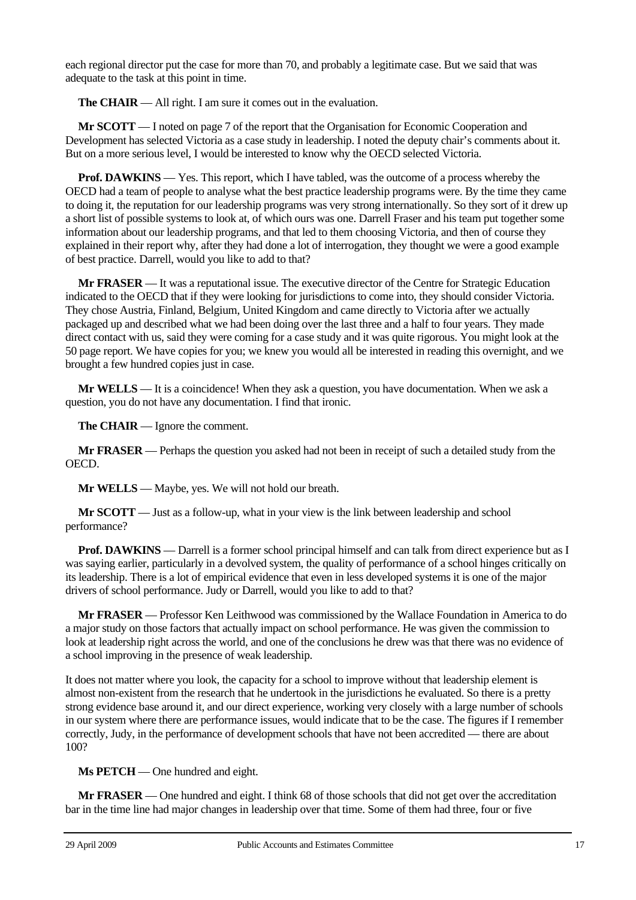each regional director put the case for more than 70, and probably a legitimate case. But we said that was adequate to the task at this point in time.

**The CHAIR** — All right. I am sure it comes out in the evaluation.

**Mr SCOTT** — I noted on page 7 of the report that the Organisation for Economic Cooperation and Development has selected Victoria as a case study in leadership. I noted the deputy chair's comments about it. But on a more serious level, I would be interested to know why the OECD selected Victoria.

**Prof. DAWKINS** — Yes. This report, which I have tabled, was the outcome of a process whereby the OECD had a team of people to analyse what the best practice leadership programs were. By the time they came to doing it, the reputation for our leadership programs was very strong internationally. So they sort of it drew up a short list of possible systems to look at, of which ours was one. Darrell Fraser and his team put together some information about our leadership programs, and that led to them choosing Victoria, and then of course they explained in their report why, after they had done a lot of interrogation, they thought we were a good example of best practice. Darrell, would you like to add to that?

**Mr FRASER** — It was a reputational issue. The executive director of the Centre for Strategic Education indicated to the OECD that if they were looking for jurisdictions to come into, they should consider Victoria. They chose Austria, Finland, Belgium, United Kingdom and came directly to Victoria after we actually packaged up and described what we had been doing over the last three and a half to four years. They made direct contact with us, said they were coming for a case study and it was quite rigorous. You might look at the 50 page report. We have copies for you; we knew you would all be interested in reading this overnight, and we brought a few hundred copies just in case.

**Mr WELLS** — It is a coincidence! When they ask a question, you have documentation. When we ask a question, you do not have any documentation. I find that ironic.

**The CHAIR** — Ignore the comment.

**Mr FRASER** — Perhaps the question you asked had not been in receipt of such a detailed study from the OECD.

**Mr WELLS** — Maybe, yes. We will not hold our breath.

**Mr SCOTT** — Just as a follow-up, what in your view is the link between leadership and school performance?

**Prof. DAWKINS** — Darrell is a former school principal himself and can talk from direct experience but as I was saying earlier, particularly in a devolved system, the quality of performance of a school hinges critically on its leadership. There is a lot of empirical evidence that even in less developed systems it is one of the major drivers of school performance. Judy or Darrell, would you like to add to that?

**Mr FRASER** — Professor Ken Leithwood was commissioned by the Wallace Foundation in America to do a major study on those factors that actually impact on school performance. He was given the commission to look at leadership right across the world, and one of the conclusions he drew was that there was no evidence of a school improving in the presence of weak leadership.

It does not matter where you look, the capacity for a school to improve without that leadership element is almost non-existent from the research that he undertook in the jurisdictions he evaluated. So there is a pretty strong evidence base around it, and our direct experience, working very closely with a large number of schools in our system where there are performance issues, would indicate that to be the case. The figures if I remember correctly, Judy, in the performance of development schools that have not been accredited — there are about 100?

**Ms PETCH** — One hundred and eight.

**Mr FRASER** — One hundred and eight. I think 68 of those schools that did not get over the accreditation bar in the time line had major changes in leadership over that time. Some of them had three, four or five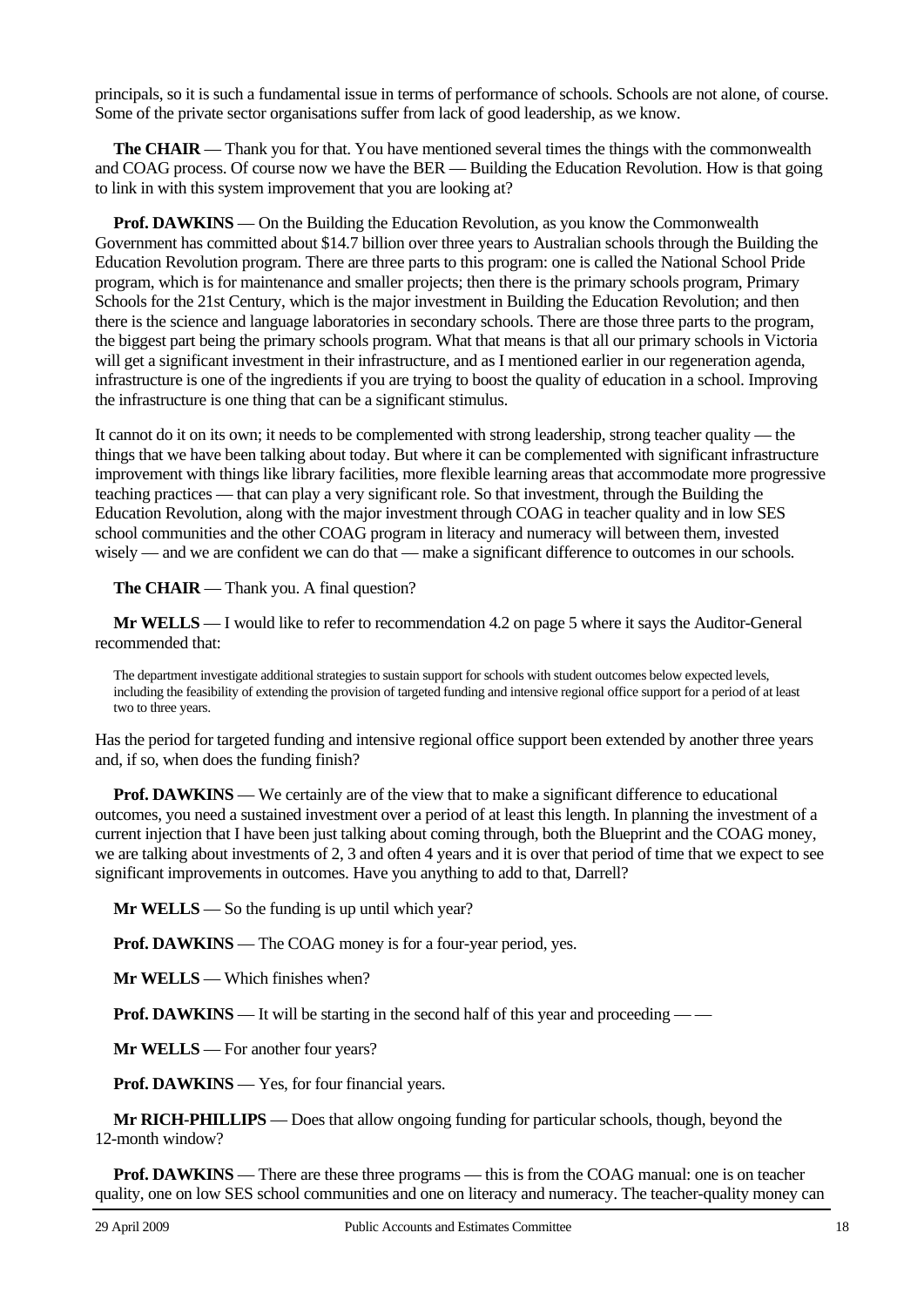principals, so it is such a fundamental issue in terms of performance of schools. Schools are not alone, of course. Some of the private sector organisations suffer from lack of good leadership, as we know.

**The CHAIR** — Thank you for that. You have mentioned several times the things with the commonwealth and COAG process. Of course now we have the BER — Building the Education Revolution. How is that going to link in with this system improvement that you are looking at?

**Prof. DAWKINS** — On the Building the Education Revolution, as you know the Commonwealth Government has committed about $14.7 billion over three years to Australian schools through the Building the Education Revolution program. There are three parts to this program: one is called the National School Pride program, which is for maintenance and smaller projects; then there is the primary schools program, Primary Schools for the 21st Century, which is the major investment in Building the Education Revolution; and then there is the science and language laboratories in secondary schools. There are those three parts to the program, the biggest part being the primary schools program. What that means is that all our primary schools in Victoria will get a significant investment in their infrastructure, and as I mentioned earlier in our regeneration agenda, infrastructure is one of the ingredients if you are trying to boost the quality of education in a school. Improving the infrastructure is one thing that can be a significant stimulus.

It cannot do it on its own; it needs to be complemented with strong leadership, strong teacher quality — the things that we have been talking about today. But where it can be complemented with significant infrastructure improvement with things like library facilities, more flexible learning areas that accommodate more progressive teaching practices — that can play a very significant role. So that investment, through the Building the Education Revolution, along with the major investment through COAG in teacher quality and in low SES school communities and the other COAG program in literacy and numeracy will between them, invested wisely — and we are confident we can do that — make a significant difference to outcomes in our schools.

**The CHAIR** — Thank you. A final question?

**Mr WELLS** — I would like to refer to recommendation 4.2 on page 5 where it says the Auditor-General recommended that:

> The department investigate additional strategies to sustain support for schools with student outcomes below expected levels, including the feasibility of extending the provision of targeted funding and intensive regional office support for a period of at least two to three years.

Has the period for targeted funding and intensive regional office support been extended by another three years and, if so, when does the funding finish?

**Prof. DAWKINS** — We certainly are of the view that to make a significant difference to educational outcomes, you need a sustained investment over a period of at least this length. In planning the investment of a current injection that I have been just talking about coming through, both the Blueprint and the COAG money, we are talking about investments of 2, 3 and often 4 years and it is over that period of time that we expect to see significant improvements in outcomes. Have you anything to add to that, Darrell?

**Mr WELLS** — So the funding is up until which year?

**Prof. DAWKINS** — The COAG money is for a four-year period, yes.

**Mr WELLS** — Which finishes when?

**Prof. DAWKINS** — It will be starting in the second half of this year and proceeding — —

**Mr WELLS** — For another four years?

**Prof. DAWKINS** — Yes, for four financial years.

**Mr RICH-PHILLIPS** — Does that allow ongoing funding for particular schools, though, beyond the 12-month window?

**Prof. DAWKINS** — There are these three programs — this is from the COAG manual: one is on teacher quality, one on low SES school communities and one on literacy and numeracy. The teacher-quality money can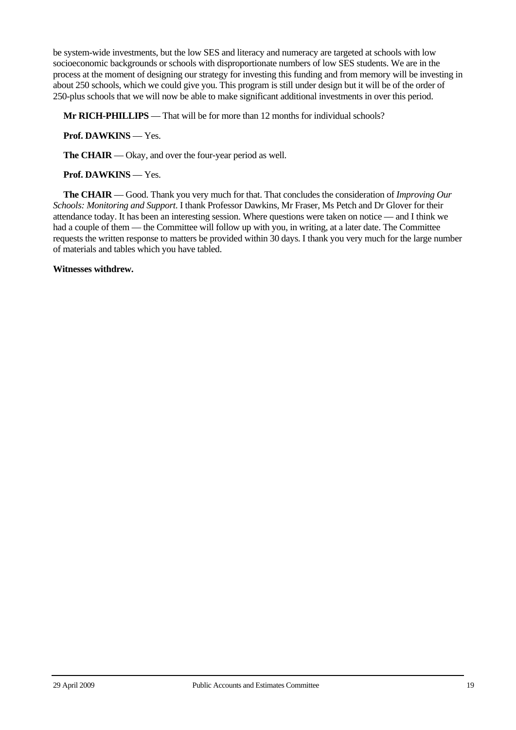be system-wide investments, but the low SES and literacy and numeracy are targeted at schools with low socioeconomic backgrounds or schools with disproportionate numbers of low SES students. We are in the process at the moment of designing our strategy for investing this funding and from memory will be investing in about 250 schools, which we could give you. This program is still under design but it will be of the order of 250-plus schools that we will now be able to make significant additional investments in over this period.

**Mr RICH-PHILLIPS** — That will be for more than 12 months for individual schools?

**Prof. DAWKINS** — Yes.

**The CHAIR** — Okay, and over the four-year period as well.

**Prof. DAWKINS** — Yes.

**The CHAIR** — Good. Thank you very much for that. That concludes the consideration of *Improving Our Schools: Monitoring and Support*. I thank Professor Dawkins, Mr Fraser, Ms Petch and Dr Glover for their attendance today. It has been an interesting session. Where questions were taken on notice — and I think we had a couple of them — the Committee will follow up with you, in writing, at a later date. The Committee requests the written response to matters be provided within 30 days. I thank you very much for the large number of materials and tables which you have tabled.

**Witnesses withdrew.**